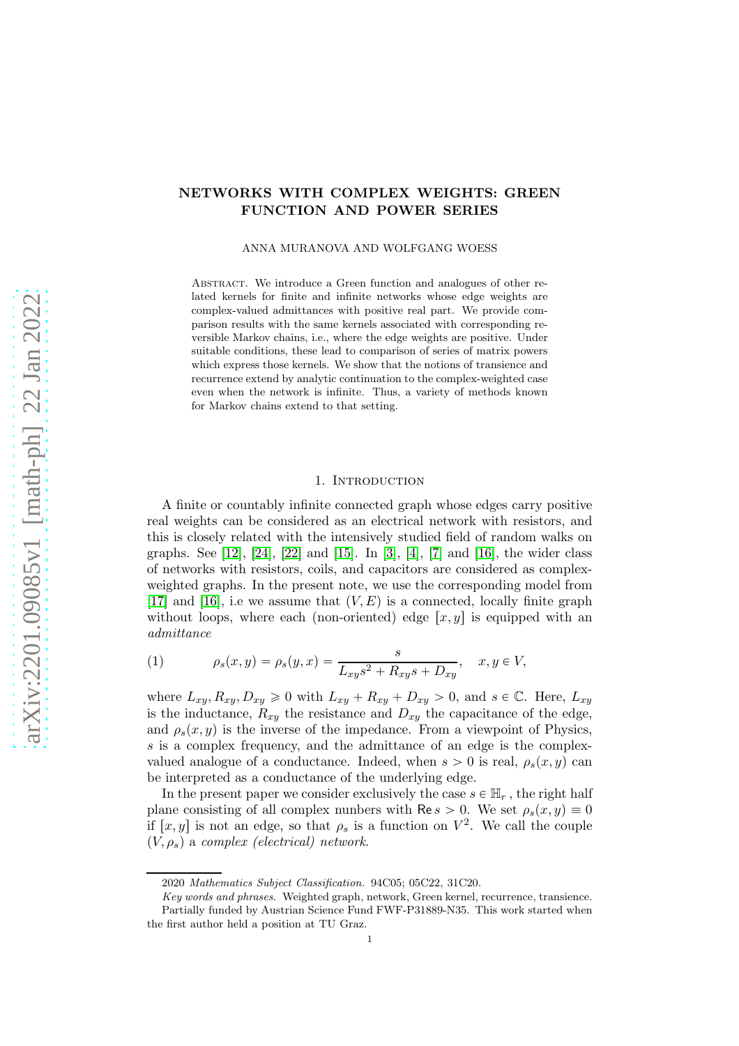# NETWORKS WITH COMPLEX WEIGHTS: GREEN FUNCTION AND POWER SERIES

ANNA MURANOVA AND WOLFGANG WOESS

Abstract. We introduce a Green function and analogues of other related kernels for finite and infinite networks whose edge weights are complex-valued admittances with positive real part. We provide comparison results with the same kernels associated with corresponding reversible Markov chains, i.e., where the edge weights are positive. Under suitable conditions, these lead to comparison of series of matrix powers which express those kernels. We show that the notions of transience and recurrence extend by analytic continuation to the complex-weighted case even when the network is infinite. Thus, a variety of methods known for Markov chains extend to that setting.

## 1. Introduction

A finite or countably infinite connected graph whose edges carry positive real weights can be considered as an electrical network with resistors, and this is closely related with the intensively studied field of random walks on graphs. See [12], [24], [22] and [15]. In [3], [4], [7] and [16], the wider class of networks with resistors, coils, and capacitors are considered as complex-weighted graphs. In the present note, we use the corresponding model from [17] and [16], i.e we assume that $(V, E)$ is a connected, locally finite graph without loops, where each (non-oriented) edge $[x, y]$ is equipped with an *admittance*

$$\rho_s(x, y) = \rho_s(y, x) = \frac{s}{L_{xy}s^2 + R_{xy}s + D_{xy}}, \quad x, y \in V, \tag{1}$$

where $L_{xy}, R_{xy}, D_{xy} \geqslant 0$ with $L_{xy} + R_{xy} + D_{xy} > 0$, and $s \in \mathbb{C}$. Here, $L_{xy}$ is the inductance, $R_{xy}$ the resistance and $D_{xy}$ the capacitance of the edge, and $\rho_s(x, y)$ is the inverse of the impedance. From a viewpoint of Physics, $s$ is a complex frequency, and the admittance of an edge is the complex-valued analogue of a conductance. Indeed, when $s > 0$ is real, $\rho_s(x, y)$ can be interpreted as a conductance of the underlying edge.

In the present paper we consider exclusively the case $s \in \mathbb{H}_r$, the right half plane consisting of all complex nunbers with $\mathsf{Re}\, s > 0$. We set $\rho_s(x, y) \equiv 0$ if $[x, y]$ is not an edge, so that $\rho_s$ is a function on $V^2$. We call the couple $(V, \rho_s)$ a *complex (electrical) network*.

2020 *Mathematics Subject Classification.* 94C05; 05C22, 31C20.

*Key words and phrases.* Weighted graph, network, Green kernel, recurrence, transience.

Partially funded by Austrian Science Fund FWF-P31889-N35. This work started when the first author held a position at TU Graz.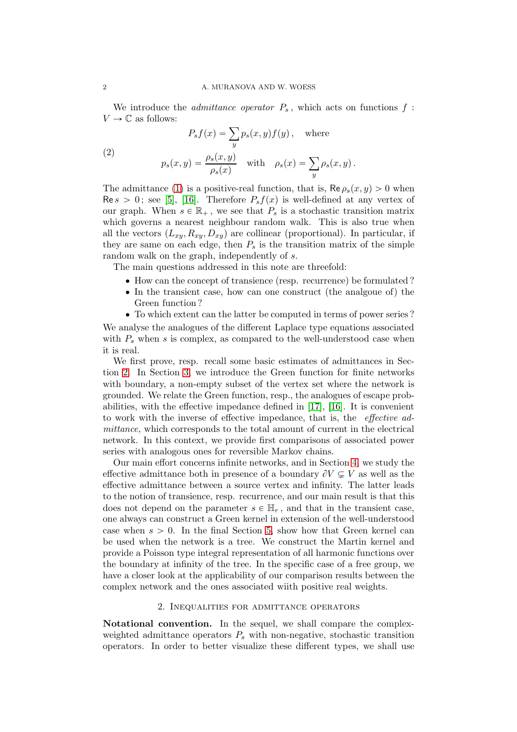We introduce the *admittance operator* $P_s$, which acts on functions $f : V \to \mathbb{C}$ as follows:

$$
P_s f(x) = \sum_y p_s(x,y) f(y)\,, \quad \text{where}
$$

$$
p_s(x,y) = \frac{\rho_s(x,y)}{\rho_s(x)} \quad \text{with} \quad \rho_s(x) = \sum_y \rho_s(x,y)\,. \tag{2}
$$

The admittance (1) is a positive-real function, that is, $\operatorname{Re} \rho_s(x,y) > 0$ when $\operatorname{Re} s > 0$; see [5], [16]. Therefore $P_s f(x)$ is well-defined at any vertex of our graph. When $s \in \mathbb{R}_+$, we see that $P_s$ is a stochastic transition matrix which governs a nearest neighbour random walk. This is also true when all the vectors $(L_{xy}, R_{xy}, D_{xy})$ are collinear (proportional). In particular, if they are same on each edge, then $P_s$ is the transition matrix of the simple random walk on the graph, independently of $s$.

The main questions addressed in this note are threefold:

- How can the concept of transience (resp. recurrence) be formulated?
- In the transient case, how can one construct (the analgoue of) the Green function?
- To which extent can the latter be computed in terms of power series?

We analyse the analogues of the different Laplace type equations associated with $P_s$ when $s$ is complex, as compared to the well-understood case when it is real.

We first prove, resp. recall some basic estimates of admittances in Section 2. In Section 3, we introduce the Green function for finite networks with boundary, a non-empty subset of the vertex set where the network is grounded. We relate the Green function, resp., the analogues of escape probabilities, with the effective impedance defined in [17], [16]. It is convenient to work with the inverse of effective impedance, that is, the *effective admittance,* which corresponds to the total amount of current in the electrical network. In this context, we provide first comparisons of associated power series with analogous ones for reversible Markov chains.

Our main effort concerns infinite networks, and in Section 4 we study the effective admittance both in presence of a boundary $\partial V \subsetneq V$ as well as the effective admittance between a source vertex and infinity. The latter leads to the notion of transience, resp. recurrence, and our main result is that this does not depend on the parameter $s \in \mathbb{H}_r$, and that in the transient case, one always can construct a Green kernel in extension of the well-understood case when $s > 0$. In the final Section 5, show how that Green kernel can be used when the network is a tree. We construct the Martin kernel and provide a Poisson type integral representation of all harmonic functions over the boundary at infinity of the tree. In the specific case of a free group, we have a closer look at the applicability of our comparison results between the complex network and the ones associated wiith positive real weights.

## 2. Inequalities for admittance operators

**Notational convention.** In the sequel, we shall compare the complex-weighted admittance operators $P_s$ with non-negative, stochastic transition operators. In order to better visualize these different types, we shall use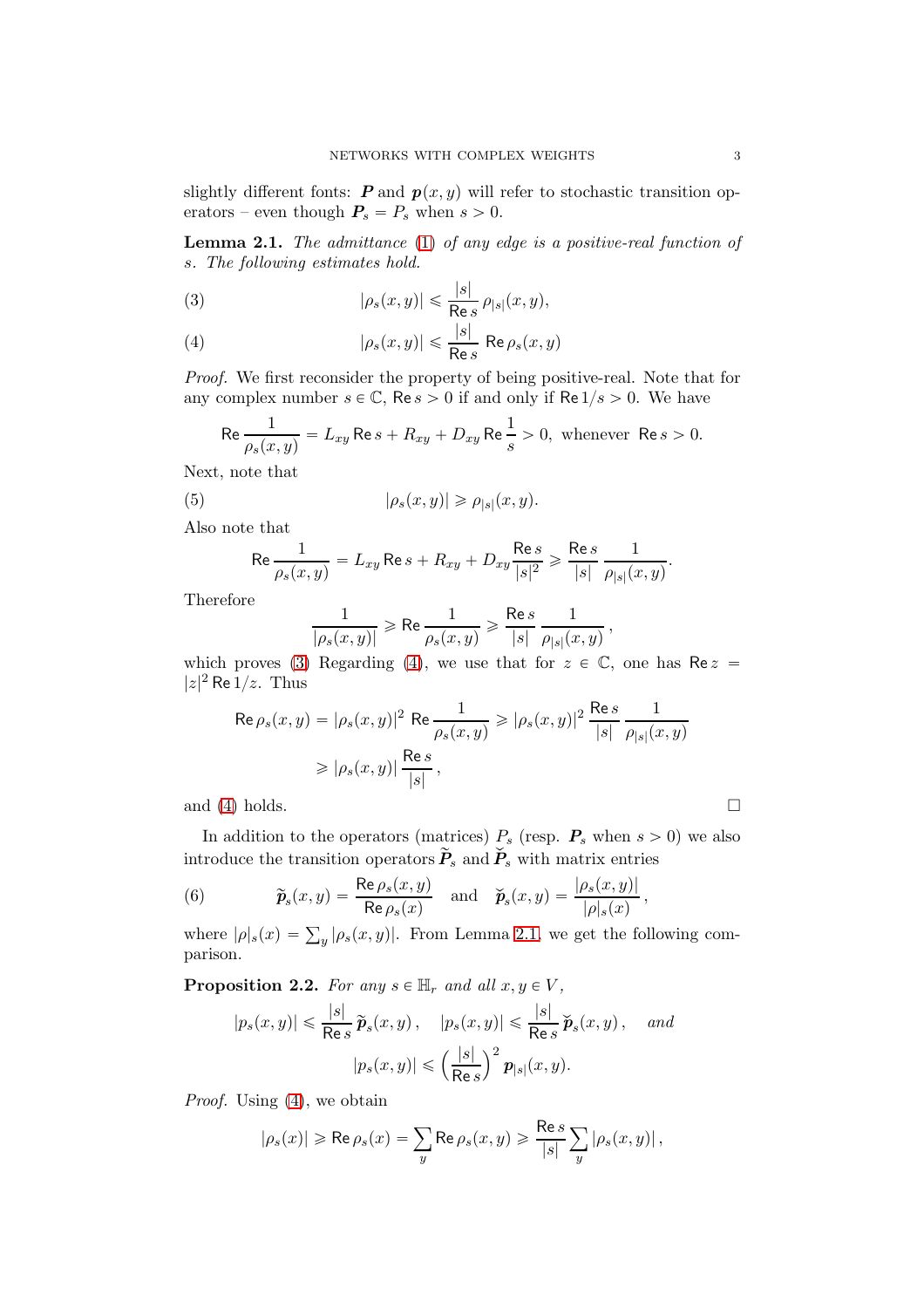slightly different fonts: $\boldsymbol{P}$ and $\boldsymbol{p}(x,y)$ will refer to stochastic transition operators – even though $\boldsymbol{P}_s = P_s$ when $s > 0$.

**Lemma 2.1.** *The admittance* (1) *of any edge is a positive-real function of* $s$. *The following estimates hold.*

$$|\rho_s(x,y)| \leqslant \frac{|s|}{\operatorname{Re} s}\, \rho_{|s|}(x,y), \tag{3}$$

$$|\rho_s(x,y)| \leqslant \frac{|s|}{\operatorname{Re} s}\, \operatorname{Re} \rho_s(x,y) \tag{4}$$

*Proof.* We first reconsider the property of being positive-real. Note that for any complex number $s \in \mathbb{C}$, $\operatorname{Re} s > 0$ if and only if $\operatorname{Re} 1/s > 0$. We have

$$\operatorname{Re} \frac{1}{\rho_s(x,y)} = L_{xy} \operatorname{Re} s + R_{xy} + D_{xy} \operatorname{Re} \frac{1}{s} > 0, \text{ whenever } \operatorname{Re} s > 0.$$

Next, note that

$$|\rho_s(x,y)| \geqslant \rho_{|s|}(x,y). \tag{5}$$

Also note that

$$\operatorname{Re} \frac{1}{\rho_s(x,y)} = L_{xy} \operatorname{Re} s + R_{xy} + D_{xy} \frac{\operatorname{Re} s}{|s|^2} \geqslant \frac{\operatorname{Re} s}{|s|} \frac{1}{\rho_{|s|}(x,y)}.$$

Therefore

$$\frac{1}{|\rho_s(x,y)|} \geqslant \operatorname{Re} \frac{1}{\rho_s(x,y)} \geqslant \frac{\operatorname{Re} s}{|s|} \frac{1}{\rho_{|s|}(x,y)},$$

which proves (3) Regarding (4), we use that for $z \in \mathbb{C}$, one has $\operatorname{Re} z = |z|^2 \operatorname{Re} 1/z$. Thus

$$\begin{aligned}\operatorname{Re} \rho_s(x,y) &= |\rho_s(x,y)|^2 \operatorname{Re} \frac{1}{\rho_s(x,y)} \geqslant |\rho_s(x,y)|^2 \frac{\operatorname{Re} s}{|s|} \frac{1}{\rho_{|s|}(x,y)} \\ &\geqslant |\rho_s(x,y)| \frac{\operatorname{Re} s}{|s|},\end{aligned}$$

and (4) holds. □

In addition to the operators (matrices) $P_s$ (resp. $\boldsymbol{P}_s$ when $s > 0$) we also introduce the transition operators $\widetilde{\boldsymbol{P}}_s$ and $\breve{\boldsymbol{P}}_s$ with matrix entries

$$\widetilde{\boldsymbol{p}}_s(x,y) = \frac{\operatorname{Re} \rho_s(x,y)}{\operatorname{Re} \rho_s(x)} \quad \text{and} \quad \breve{\boldsymbol{p}}_s(x,y) = \frac{|\rho_s(x,y)|}{|\rho|_s(x)}, \tag{6}$$

where $|\rho|_s(x) = \sum_y |\rho_s(x,y)|$. From Lemma 2.1, we get the following comparison.

**Proposition 2.2.** *For any* $s \in \mathbb{H}_r$ *and all* $x, y \in V$,

$$|p_s(x,y)| \leqslant \frac{|s|}{\operatorname{Re} s}\, \widetilde{\boldsymbol{p}}_s(x,y), \quad |p_s(x,y)| \leqslant \frac{|s|}{\operatorname{Re} s}\, \breve{\boldsymbol{p}}_s(x,y), \quad \textit{and}$$
$$|p_s(x,y)| \leqslant \Big(\frac{|s|}{\operatorname{Re} s}\Big)^2 \boldsymbol{p}_{|s|}(x,y).$$

*Proof.* Using (4), we obtain

$$|\rho_s(x)| \geqslant \operatorname{Re} \rho_s(x) = \sum_y \operatorname{Re} \rho_s(x,y) \geqslant \frac{\operatorname{Re} s}{|s|} \sum_y |\rho_s(x,y)|,$$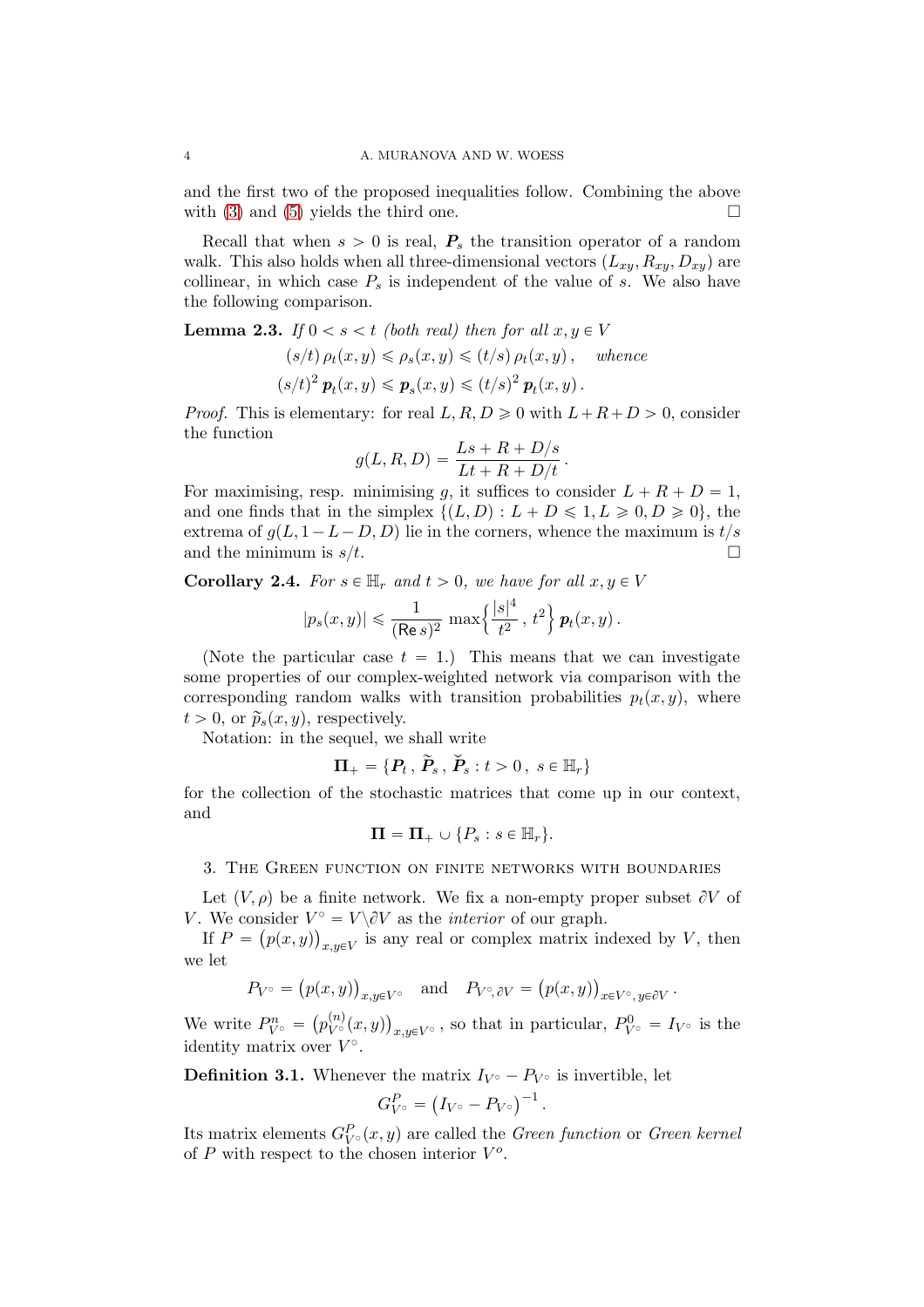and the first two of the proposed inequalities follow. Combining the above with (3) and (5) yields the third one. $\square$

Recall that when $s > 0$ is real, $\boldsymbol{P}_s$ the transition operator of a random walk. This also holds when all three-dimensional vectors $(L_{xy}, R_{xy}, D_{xy})$ are collinear, in which case $P_s$ is independent of the value of $s$. We also have the following comparison.

**Lemma 2.3.** *If $0 < s < t$ (both real) then for all $x, y \in V$*

$$(s/t)\,\rho_t(x,y) \leqslant \rho_s(x,y) \leqslant (t/s)\,\rho_t(x,y)\,, \quad \textit{whence}$$

$$(s/t)^2\,\boldsymbol{p}_t(x,y) \leqslant \boldsymbol{p}_s(x,y) \leqslant (t/s)^2\,\boldsymbol{p}_t(x,y)\,.$$

*Proof.* This is elementary: for real $L, R, D \geqslant 0$ with $L + R + D > 0$, consider the function

$$g(L,R,D) = \frac{Ls + R + D/s}{Lt + R + D/t}\,.$$

For maximising, resp. minimising $g$, it suffices to consider $L + R + D = 1$, and one finds that in the simplex $\{(L,D) : L + D \leqslant 1, L \geqslant 0, D \geqslant 0\}$, the extrema of $g(L, 1-L-D, D)$ lie in the corners, whence the maximum is $t/s$ and the minimum is $s/t$. $\square$

**Corollary 2.4.** *For $s \in \mathbb{H}_r$ and $t > 0$, we have for all $x, y \in V$*

$$|p_s(x,y)| \leqslant \frac{1}{(\mathsf{Re}\, s)^2}\,\max\Big\{\frac{|s|^4}{t^2}\,,\, t^2\Big\}\,\boldsymbol{p}_t(x,y)\,.$$

(Note the particular case $t = 1$.) This means that we can investigate some properties of our complex-weighted network via comparison with the corresponding random walks with transition probabilities $p_t(x,y)$, where $t > 0$, or $\widetilde{p}_s(x,y)$, respectively.

Notation: in the sequel, we shall write

$$\boldsymbol{\Pi}_+ = \{\boldsymbol{P}_t\,,\, \widetilde{\boldsymbol{P}}_s\,,\, \check{\boldsymbol{P}}_s : t > 0\,,\; s \in \mathbb{H}_r\}$$

for the collection of the stochastic matrices that come up in our context, and

$$\boldsymbol{\Pi} = \boldsymbol{\Pi}_+ \cup \{P_s : s \in \mathbb{H}_r\}.$$

## 3. The Green function on finite networks with boundaries

Let $(V,\rho)$ be a finite network. We fix a non-empty proper subset $\partial V$ of $V$. We consider $V^\circ = V \setminus \partial V$ as the *interior* of our graph.

If $P = \big(p(x,y)\big)_{x,y \in V}$ is any real or complex matrix indexed by $V$, then we let

$$P_{V^\circ} = \big(p(x,y)\big)_{x,y \in V^\circ} \quad \text{and} \quad P_{V^\circ,\partial V} = \big(p(x,y)\big)_{x \in V^\circ,\, y \in \partial V}\,.$$

We write $P^n_{V^\circ} = \big(p^{(n)}_{V^\circ}(x,y)\big)_{x,y \in V^\circ}$, so that in particular, $P^0_{V^\circ} = I_{V^\circ}$ is the identity matrix over $V^\circ$.

**Definition 3.1.** Whenever the matrix $I_{V^\circ} - P_{V^\circ}$ is invertible, let

$$G^P_{V^\circ} = \big(I_{V^\circ} - P_{V^\circ}\big)^{-1}.$$

Its matrix elements $G^P_{V^\circ}(x,y)$ are called the *Green function* or *Green kernel* of $P$ with respect to the chosen interior $V^o$.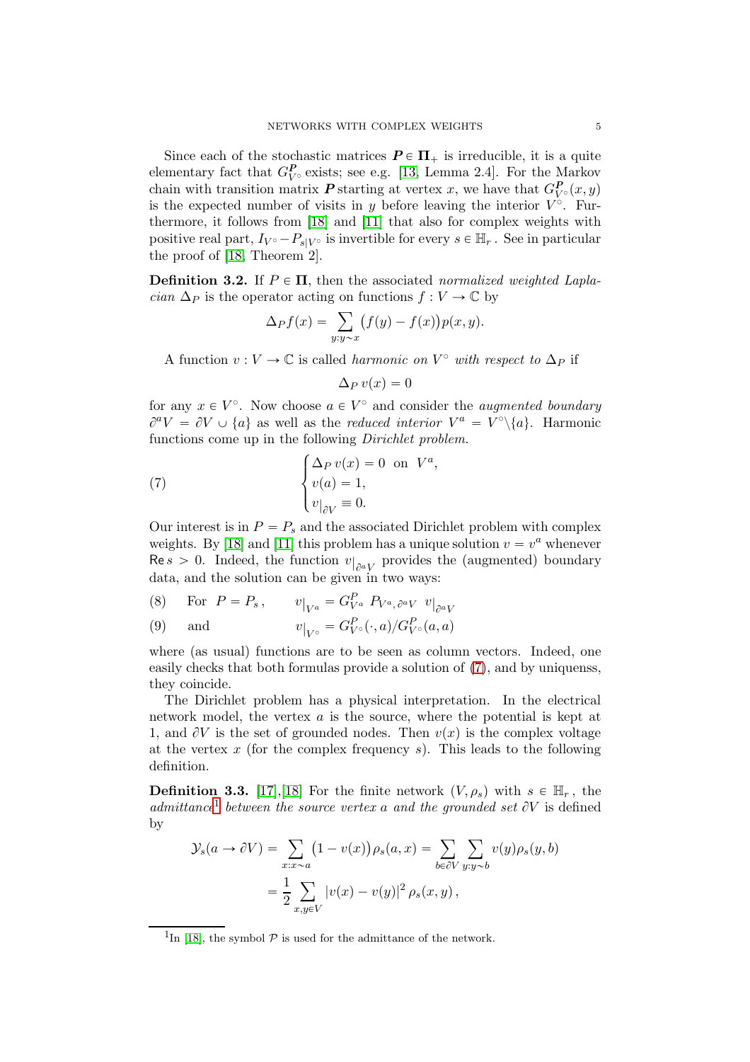Since each of the stochastic matrices $\boldsymbol{P} \in \boldsymbol{\Pi}_+$ is irreducible, it is a quite elementary fact that $G^{\boldsymbol{P}}_{V^\circ}$ exists; see e.g. [13, Lemma 2.4]. For the Markov chain with transition matrix $\boldsymbol{P}$ starting at vertex $x$, we have that $G^{\boldsymbol{P}}_{V^\circ}(x,y)$ is the expected number of visits in $y$ before leaving the interior $V^\circ$. Furthermore, it follows from [18] and [11] that also for complex weights with positive real part, $I_{V^\circ} - P_{s|V^\circ}$ is invertible for every $s \in \mathbb{H}_r$. See in particular the proof of [18, Theorem 2].

**Definition 3.2.** If $P \in \boldsymbol{\Pi}$, then the associated *normalized weighted Laplacian* $\Delta_P$ is the operator acting on functions $f : V \to \mathbb{C}$ by

$$\Delta_P f(x) = \sum_{y: y\sim x} \big(f(y) - f(x)\big) p(x,y).$$

A function $v : V \to \mathbb{C}$ is called *harmonic on* $V^\circ$ *with respect to* $\Delta_P$ if

$$\Delta_P \, v(x) = 0$$

for any $x \in V^\circ$. Now choose $a \in V^\circ$ and consider the *augmented boundary* $\partial^a V = \partial V \cup \{a\}$ as well as the *reduced interior* $V^a = V^\circ \backslash \{a\}$. Harmonic functions come up in the following *Dirichlet problem.*

$$\begin{cases} \Delta_P \, v(x) = 0 \ \text{ on } \ V^a, \\ v(a) = 1, \\ v|_{\partial V} \equiv 0. \end{cases} \tag{7}$$

Our interest is in $P = P_s$ and the associated Dirichlet problem with complex weights. By [18] and [11] this problem has a unique solution $v = v^a$ whenever $\mathsf{Re}\, s > 0$. Indeed, the function $v|_{\partial^a V}$ provides the (augmented) boundary data, and the solution can be given in two ways:

$$\text{For } \; P = P_s\,, \qquad v|_{V^a} = G^P_{V^a} \; P_{V^a,\partial^a V} \;\, v|_{\partial^a V} \tag{8}$$

$$\text{and} \qquad\qquad\qquad v|_{V^\circ} = G^P_{V^\circ}(\cdot, a)/G^P_{V^\circ}(a,a) \tag{9}$$

where (as usual) functions are to be seen as column vectors. Indeed, one easily checks that both formulas provide a solution of (7), and by uniquenss, they coincide.

The Dirichlet problem has a physical interpretation. In the electrical network model, the vertex $a$ is the source, where the potential is kept at 1, and $\partial V$ is the set of grounded nodes. Then $v(x)$ is the complex voltage at the vertex $x$ (for the complex frequency $s$). This leads to the following definition.

**Definition 3.3.** [17],[18] For the finite network $(V, \rho_s)$ with $s \in \mathbb{H}_r$, the *admittance*[1] *between the source vertex* $a$ *and the grounded set* $\partial V$ is defined by

$$\begin{aligned} \mathcal{Y}_s(a \to \partial V) &= \sum_{x: x\sim a} \big(1 - v(x)\big)\rho_s(a,x) = \sum_{b\in\partial V} \sum_{y: y\sim b} v(y)\rho_s(y,b) \\ &= \frac{1}{2} \sum_{x,y\in V} |v(x) - v(y)|^2 \, \rho_s(x,y)\,, \end{aligned}$$

[1] In [18], the symbol $\mathcal{P}$ is used for the admittance of the network.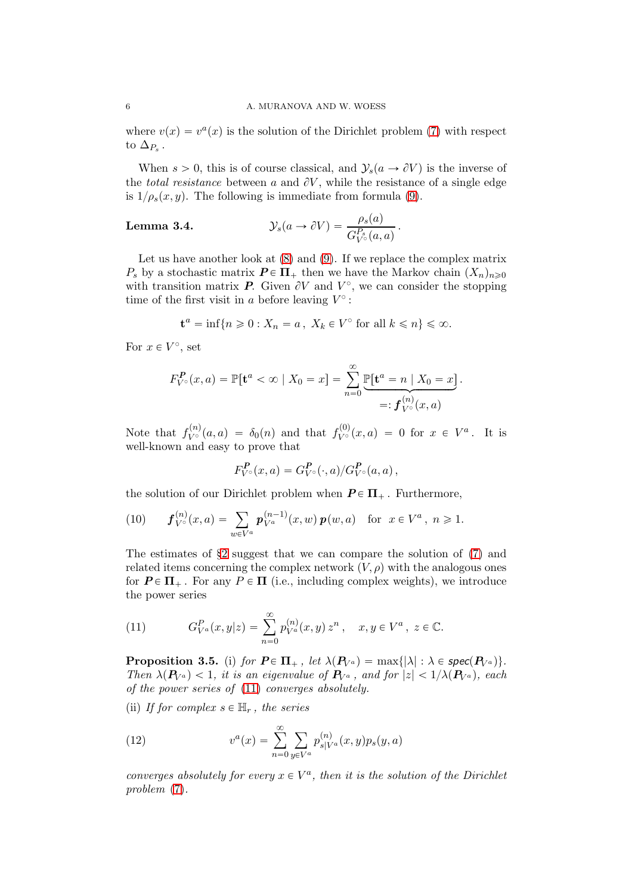where $v(x) = v^a(x)$ is the solution of the Dirichlet problem (7) with respect to $\Delta_{P_s}$.

When $s > 0$, this is of course classical, and $\mathcal{Y}_s(a \to \partial V)$ is the inverse of the *total resistance* between $a$ and $\partial V$, while the resistance of a single edge is $1/\rho_s(x,y)$. The following is immediate from formula (9).

**Lemma 3.4.**
$$\mathcal{Y}_s(a \to \partial V) = \frac{\rho_s(a)}{G^{P_s}_{V^\circ}(a,a)}.$$

Let us have another look at (8) and (9). If we replace the complex matrix $P_s$ by a stochastic matrix $\boldsymbol{P} \in \boldsymbol{\Pi}_+$ then we have the Markov chain $(X_n)_{n\geqslant 0}$ with transition matrix $\boldsymbol{P}$. Given $\partial V$ and $V^\circ$, we can consider the stopping time of the first visit in $a$ before leaving $V^\circ$:

$$\mathbf{t}^a = \inf\{n \geqslant 0 : X_n = a\,,\ X_k \in V^\circ \text{ for all } k \leqslant n\} \leqslant \infty.$$

For $x \in V^\circ$, set

$$F^{\boldsymbol{P}}_{V^\circ}(x,a) = \mathbb{P}[\mathbf{t}^a < \infty \mid X_0 = x] = \sum_{n=0}^{\infty} \underbrace{\mathbb{P}[\mathbf{t}^a = n \mid X_0 = x]}_{=:\, \boldsymbol{f}^{(n)}_{V^\circ}(x,a)}.$$

Note that $f^{(n)}_{V^\circ}(a,a) = \delta_0(n)$ and that $f^{(0)}_{V^\circ}(x,a) = 0$ for $x \in V^a$. It is well-known and easy to prove that

$$F^{\boldsymbol{P}}_{V^\circ}(x,a) = G^{\boldsymbol{P}}_{V^\circ}(\cdot,a)/G^{\boldsymbol{P}}_{V^\circ}(a,a)\,,$$

the solution of our Dirichlet problem when $\boldsymbol{P} \in \boldsymbol{\Pi}_+$. Furthermore,

$$\boldsymbol{f}^{(n)}_{V^\circ}(x,a) = \sum_{w \in V^a} \boldsymbol{p}^{(n-1)}_{V^a}(x,w)\,\boldsymbol{p}(w,a) \quad \text{for } \ x \in V^a\,,\ n \geqslant 1. \tag{10}$$

The estimates of §2 suggest that we can compare the solution of (7) and related items concerning the complex network $(V,\rho)$ with the analogous ones for $\boldsymbol{P} \in \boldsymbol{\Pi}_+$. For any $P \in \boldsymbol{\Pi}$ (i.e., including complex weights), we introduce the power series

$$G^P_{V^a}(x,y|z) = \sum_{n=0}^{\infty} p^{(n)}_{V^a}(x,y)\,z^n\,, \quad x,y \in V^a\,,\ z \in \mathbb{C}. \tag{11}$$

**Proposition 3.5.** (i) *for $\boldsymbol{P} \in \boldsymbol{\Pi}_+$, let $\lambda(\boldsymbol{P}_{V^a}) = \max\{|\lambda| : \lambda \in \mathsf{spec}(\boldsymbol{P}_{V^a})\}$. Then $\lambda(\boldsymbol{P}_{V^a}) < 1$, it is an eigenvalue of $\boldsymbol{P}_{V^a}$, and for $|z| < 1/\lambda(\boldsymbol{P}_{V^a})$, each of the power series of (11) converges absolutely.*

(ii) *If for complex $s \in \mathbb{H}_r$, the series*

$$v^a(x) = \sum_{n=0}^{\infty} \sum_{y \in V^a} p^{(n)}_{s|V^a}(x,y)p_s(y,a) \tag{12}$$

*converges absolutely for every $x \in V^a$, then it is the solution of the Dirichlet problem (7).*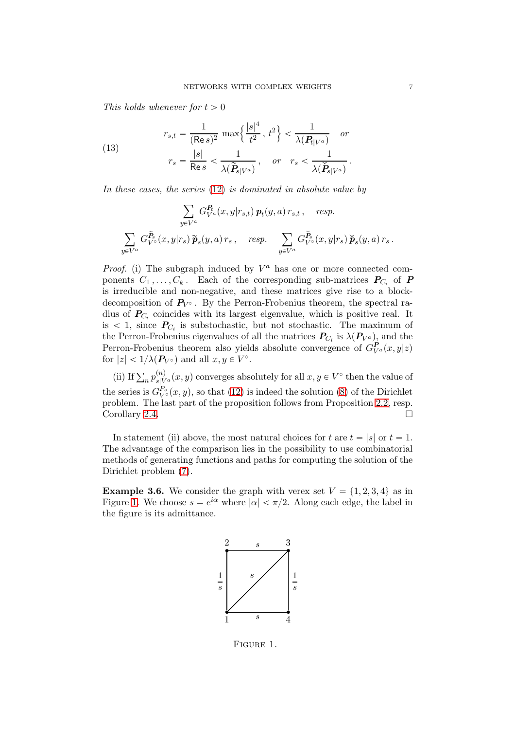*This holds whenever for $t > 0$*

$$
(13) \qquad \begin{aligned}
r_{s,t} &= \frac{1}{(\mathsf{Re}\, s)^2} \max\Big\{ \frac{|s|^4}{t^2}\,,\, t^2 \Big\} < \frac{1}{\lambda(\boldsymbol{P}_{t|V^a})} \quad \textit{or} \\
r_s &= \frac{|s|}{\mathsf{Re}\, s} < \frac{1}{\lambda(\widetilde{\boldsymbol{P}}_{s|V^a})}\,, \quad \textit{or} \quad r_s < \frac{1}{\lambda(\breve{\boldsymbol{P}}_{s|V^a})}\,.
\end{aligned}
$$

*In these cases, the series* (12) *is dominated in absolute value by*

$$
\sum_{y \in V^a} G^{\boldsymbol{P}_t}_{V^a}(x,y|r_{s,t})\, \boldsymbol{p}_t(y,a)\, r_{s,t}\,, \quad \textit{resp.}
$$

$$
\sum_{y \in V^a} G^{\widetilde{\boldsymbol{P}}_s}_{V^\circ}(x,y|r_s)\, \widetilde{\boldsymbol{p}}_s(y,a)\, r_s\,, \quad \textit{resp.} \quad \sum_{y \in V^a} G^{\breve{\boldsymbol{P}}_s}_{V^\circ}(x,y|r_s)\, \breve{\boldsymbol{p}}_s(y,a)\, r_s\,.
$$

*Proof.* (i) The subgraph induced by $V^a$ has one or more connected components $C_1, \dots, C_k$. Each of the corresponding sub-matrices $\boldsymbol{P}_{C_i}$ of $\boldsymbol{P}$ is irreducible and non-negative, and these matrices give rise to a block-decomposition of $\boldsymbol{P}_{V^\circ}$. By the Perron-Frobenius theorem, the spectral radius of $\boldsymbol{P}_{C_i}$ coincides with its largest eigenvalue, which is positive real. It is $< 1$, since $\boldsymbol{P}_{C_i}$ is substochastic, but not stochastic. The maximum of the Perron-Frobenius eigenvalues of all the matrices $\boldsymbol{P}_{C_i}$ is $\lambda(\boldsymbol{P}_{V^a})$, and the Perron-Frobenius theorem also yields absolute convergence of $G^{\boldsymbol{P}}_{V^a}(x,y|z)$ for $|z| < 1/\lambda(\boldsymbol{P}_{V^\circ})$ and all $x, y \in V^\circ$.

(ii) If $\sum_n p^{(n)}_{s|V^a}(x,y)$ converges absolutely for all $x, y \in V^\circ$ then the value of the series is $G^{P_s}_{V^\circ}(x,y)$, so that (12) is indeed the solution (8) of the Dirichlet problem. The last part of the proposition follows from Proposition 2.2, resp. Corollary 2.4. $\square$

In statement (ii) above, the most natural choices for $t$ are $t = |s|$ or $t = 1$. The advantage of the comparison lies in the possibility to use combinatorial methods of generating functions and paths for computing the solution of the Dirichlet problem (7).

**Example 3.6.** We consider the graph with verex set $V = \{1, 2, 3, 4\}$ as in Figure 1. We choose $s = e^{i\alpha}$ where $|\alpha| < \pi/2$. Along each edge, the label in the figure is its admittance.

2 — $s$ — 3

$\frac{1}{s}$ &nbsp;&nbsp; $s$ &nbsp;&nbsp; $\frac{1}{s}$

1 — $s$ — 4

Figure 1.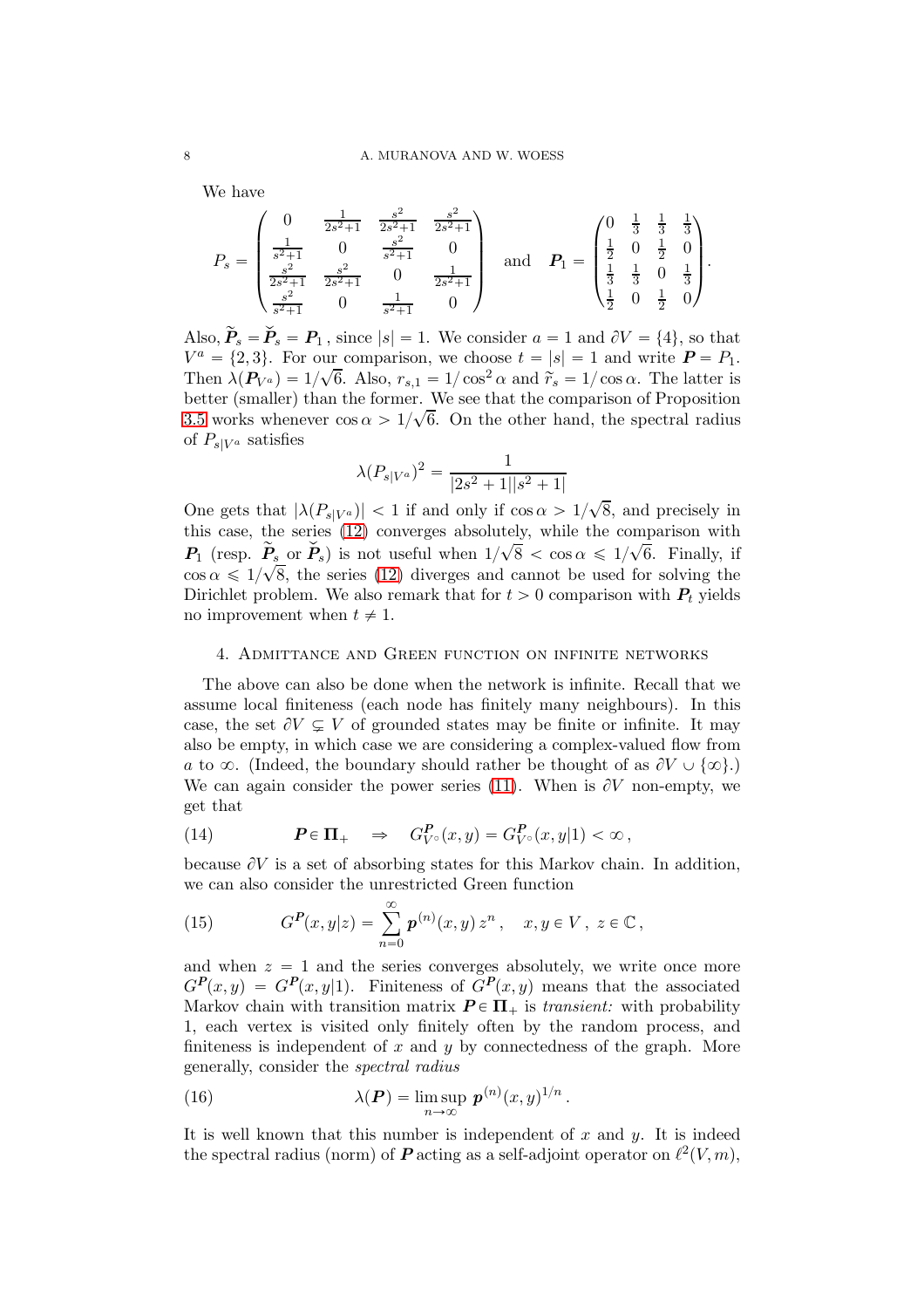We have

$$
P_s = \begin{pmatrix} 0 & \frac{1}{2s^2+1} & \frac{s^2}{2s^2+1} & \frac{s^2}{2s^2+1} \\ \frac{1}{s^2+1} & 0 & \frac{s^2}{s^2+1} & 0 \\ \frac{s^2}{2s^2+1} & \frac{s^2}{2s^2+1} & 0 & \frac{1}{2s^2+1} \\ \frac{s^2}{s^2+1} & 0 & \frac{1}{s^2+1} & 0 \end{pmatrix} \quad \text{and} \quad \boldsymbol{P}_1 = \begin{pmatrix} 0 & \frac{1}{3} & \frac{1}{3} & \frac{1}{3} \\ \frac{1}{2} & 0 & \frac{1}{2} & 0 \\ \frac{1}{3} & \frac{1}{3} & 0 & \frac{1}{3} \\ \frac{1}{2} & 0 & \frac{1}{2} & 0 \end{pmatrix}.
$$

Also, $\widetilde{\boldsymbol{P}}_s = \check{\boldsymbol{P}}_s = \boldsymbol{P}_1$, since $|s| = 1$. We consider $a = 1$ and $\partial V = \{4\}$, so that $V^a = \{2, 3\}$. For our comparison, we choose $t = |s| = 1$ and write $\boldsymbol{P} = P_1$. Then $\lambda(\boldsymbol{P}_{V^a}) = 1/\sqrt{6}$. Also, $r_{s,1} = 1/\cos^2\alpha$ and $\tilde{r}_s = 1/\cos\alpha$. The latter is better (smaller) than the former. We see that the comparison of Proposition 3.5 works whenever $\cos\alpha > 1/\sqrt{6}$. On the other hand, the spectral radius of $P_{s|V^a}$ satisfies

$$
\lambda(P_{s|V^a})^2 = \frac{1}{|2s^2+1||s^2+1|}
$$

One gets that $|\lambda(P_{s|V^a})| < 1$ if and only if $\cos\alpha > 1/\sqrt{8}$, and precisely in this case, the series (12) converges absolutely, while the comparison with $\boldsymbol{P}_1$ (resp. $\widetilde{\boldsymbol{P}}_s$ or $\check{\boldsymbol{P}}_s$) is not useful when $1/\sqrt{8} < \cos\alpha \leqslant 1/\sqrt{6}$. Finally, if $\cos\alpha \leqslant 1/\sqrt{8}$, the series (12) diverges and cannot be used for solving the Dirichlet problem. We also remark that for $t > 0$ comparison with $\boldsymbol{P}_t$ yields no improvement when $t \neq 1$.

## 4. Admittance and Green function on infinite networks

The above can also be done when the network is infinite. Recall that we assume local finiteness (each node has finitely many neighbours). In this case, the set $\partial V \subsetneq V$ of grounded states may be finite or infinite. It may also be empty, in which case we are considering a complex-valued flow from $a$ to $\infty$. (Indeed, the boundary should rather be thought of as $\partial V \cup \{\infty\}$.) We can again consider the power series (11). When is $\partial V$ non-empty, we get that

$$
\boldsymbol{P} \in \boldsymbol{\Pi}_+ \quad \Rightarrow \quad G^{\boldsymbol{P}}_{V^\circ}(x,y) = G^{\boldsymbol{P}}_{V^\circ}(x,y|1) < \infty\,, \tag{14}
$$

because $\partial V$ is a set of absorbing states for this Markov chain. In addition, we can also consider the unrestricted Green function

$$
G^{\boldsymbol{P}}(x,y|z) = \sum_{n=0}^{\infty} \boldsymbol{p}^{(n)}(x,y)\, z^n\,, \quad x,y \in V\,,\ z \in \mathbb{C}\,, \tag{15}
$$

and when $z = 1$ and the series converges absolutely, we write once more $G^{\boldsymbol{P}}(x,y) = G^{\boldsymbol{P}}(x,y|1)$. Finiteness of $G^{\boldsymbol{P}}(x,y)$ means that the associated Markov chain with transition matrix $\boldsymbol{P} \in \boldsymbol{\Pi}_+$ is *transient:* with probability 1, each vertex is visited only finitely often by the random process, and finiteness is independent of $x$ and $y$ by connectedness of the graph. More generally, consider the *spectral radius*

$$
\lambda(\boldsymbol{P}) = \limsup_{n\to\infty} \boldsymbol{p}^{(n)}(x,y)^{1/n}\,. \tag{16}
$$

It is well known that this number is independent of $x$ and $y$. It is indeed the spectral radius (norm) of $\boldsymbol{P}$ acting as a self-adjoint operator on $\ell^2(V, m)$,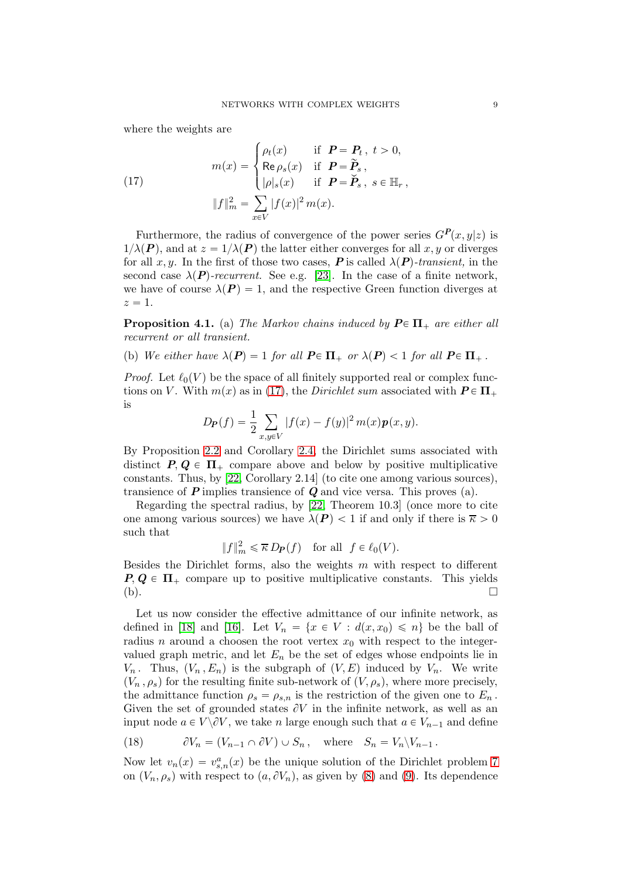where the weights are

$$
\begin{aligned}
m(x) &= \begin{cases} \rho_t(x) & \text{if } \boldsymbol{P} = \boldsymbol{P}_t\,,\ t > 0, \\ \mathsf{Re}\,\rho_s(x) & \text{if } \boldsymbol{P} = \widetilde{\boldsymbol{P}}_s\,, \\ |\rho|_s(x) & \text{if } \boldsymbol{P} = \check{\boldsymbol{P}}_s\,,\ s \in \mathbb{H}_r\,, \end{cases} \\
\|f\|_m^2 &= \sum_{x \in V} |f(x)|^2\, m(x).
\end{aligned} \tag{17}
$$

Furthermore, the radius of convergence of the power series $G^{\boldsymbol{P}}(x,y|z)$ is $1/\lambda(\boldsymbol{P})$, and at $z = 1/\lambda(\boldsymbol{P})$ the latter either converges for all $x,y$ or diverges for all $x,y$. In the first of those two cases, $\boldsymbol{P}$ is called $\lambda(\boldsymbol{P})$*-transient,* in the second case $\lambda(\boldsymbol{P})$*-recurrent.* See e.g. [23]. In the case of a finite network, we have of course $\lambda(\boldsymbol{P}) = 1$, and the respective Green function diverges at $z = 1$.

**Proposition 4.1.** (a) *The Markov chains induced by* $\boldsymbol{P} \in \boldsymbol{\Pi}_+$ *are either all recurrent or all transient.*

(b) *We either have* $\lambda(\boldsymbol{P}) = 1$ *for all* $\boldsymbol{P} \in \boldsymbol{\Pi}_+$ *or* $\lambda(\boldsymbol{P}) < 1$ *for all* $\boldsymbol{P} \in \boldsymbol{\Pi}_+$ .

*Proof.* Let $\ell_0(V)$ be the space of all finitely supported real or complex functions on $V$. With $m(x)$ as in (17), the *Dirichlet sum* associated with $\boldsymbol{P} \in \boldsymbol{\Pi}_+$ is

$$D_{\boldsymbol{P}}(f) = \frac{1}{2} \sum_{x,y \in V} |f(x) - f(y)|^2\, m(x) \boldsymbol{p}(x,y).$$

By Proposition 2.2 and Corollary 2.4, the Dirichlet sums associated with distinct $\boldsymbol{P}, \boldsymbol{Q} \in \boldsymbol{\Pi}_+$ compare above and below by positive multiplicative constants. Thus, by [22, Corollary 2.14] (to cite one among various sources), transience of $\boldsymbol{P}$ implies transience of $\boldsymbol{Q}$ and vice versa. This proves (a).

Regarding the spectral radius, by [22, Theorem 10.3] (once more to cite one among various sources) we have $\lambda(\boldsymbol{P}) < 1$ if and only if there is $\overline{\kappa} > 0$ such that

$$\|f\|_m^2 \leqslant \overline{\kappa}\, D_{\boldsymbol{P}}(f) \quad \text{for all } \ f \in \ell_0(V).$$

Besides the Dirichlet forms, also the weights $m$ with respect to different $\boldsymbol{P}, \boldsymbol{Q} \in \boldsymbol{\Pi}_+$ compare up to positive multiplicative constants. This yields (b). $\square$

Let us now consider the effective admittance of our infinite network, as defined in [18] and [16]. Let $V_n = \{x \in V : d(x, x_0) \leqslant n\}$ be the ball of radius $n$ around a choosen the root vertex $x_0$ with respect to the integer-valued graph metric, and let $E_n$ be the set of edges whose endpoints lie in $V_n$. Thus, $(V_n, E_n)$ is the subgraph of $(V, E)$ induced by $V_n$. We write $(V_n, \rho_s)$ for the resulting finite sub-network of $(V, \rho_s)$, where more precisely, the admittance function $\rho_s = \rho_{s,n}$ is the restriction of the given one to $E_n$. Given the set of grounded states $\partial V$ in the infinite network, as well as an input node $a \in V \backslash \partial V$, we take $n$ large enough such that $a \in V_{n-1}$ and define

$$\partial V_n = (V_{n-1} \cap \partial V) \cup S_n\,, \quad \text{where} \quad S_n = V_n \backslash V_{n-1}\,. \tag{18}$$

Now let $v_n(x) = v^a_{s,n}(x)$ be the unique solution of the Dirichlet problem 7 on $(V_n, \rho_s)$ with respect to $(a, \partial V_n)$, as given by (8) and (9). Its dependence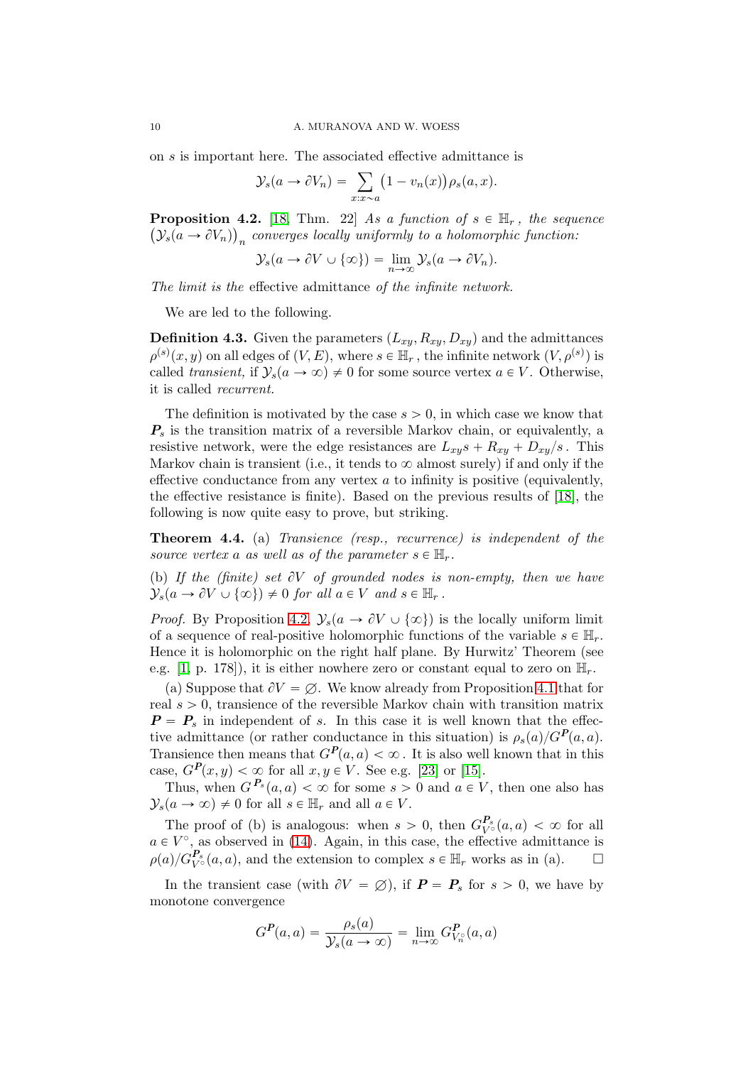on $s$ is important here. The associated effective admittance is

$$\mathcal{Y}_s(a \to \partial V_n) = \sum_{x:x\sim a} \big(1 - v_n(x)\big)\rho_s(a,x).$$

**Proposition 4.2.** [18, Thm. 22] *As a function of $s \in \mathbb{H}_r$, the sequence $\big(\mathcal{Y}_s(a \to \partial V_n)\big)_n$ converges locally uniformly to a holomorphic function:*

$$\mathcal{Y}_s(a \to \partial V \cup \{\infty\}) = \lim_{n\to\infty} \mathcal{Y}_s(a \to \partial V_n).$$

*The limit is the* effective admittance *of the infinite network.*

We are led to the following.

**Definition 4.3.** Given the parameters $(L_{xy}, R_{xy}, D_{xy})$ and the admittances $\rho^{(s)}(x,y)$ on all edges of $(V,E)$, where $s \in \mathbb{H}_r$, the infinite network $(V, \rho^{(s)})$ is called *transient,* if $\mathcal{Y}_s(a \to \infty) \neq 0$ for some source vertex $a \in V$. Otherwise, it is called *recurrent.*

The definition is motivated by the case $s > 0$, in which case we know that $\boldsymbol{P}_s$ is the transition matrix of a reversible Markov chain, or equivalently, a resistive network, were the edge resistances are $L_{xy}s + R_{xy} + D_{xy}/s$. This Markov chain is transient (i.e., it tends to $\infty$ almost surely) if and only if the effective conductance from any vertex $a$ to infinity is positive (equivalently, the effective resistance is finite). Based on the previous results of [18], the following is now quite easy to prove, but striking.

**Theorem 4.4.** (a) *Transience (resp., recurrence) is independent of the source vertex $a$ as well as of the parameter $s \in \mathbb{H}_r$.*

(b) *If the (finite) set $\partial V$ of grounded nodes is non-empty, then we have $\mathcal{Y}_s(a \to \partial V \cup \{\infty\}) \neq 0$ for all $a \in V$ and $s \in \mathbb{H}_r$.*

*Proof.* By Proposition 4.2, $\mathcal{Y}_s(a \to \partial V \cup \{\infty\})$ is the locally uniform limit of a sequence of real-positive holomorphic functions of the variable $s \in \mathbb{H}_r$. Hence it is holomorphic on the right half plane. By Hurwitz' Theorem (see e.g. [1, p. 178]), it is either nowhere zero or constant equal to zero on $\mathbb{H}_r$.

(a) Suppose that $\partial V = \varnothing$. We know already from Proposition 4.1 that for real $s > 0$, transience of the reversible Markov chain with transition matrix $\boldsymbol{P} = \boldsymbol{P}_s$ in independent of $s$. In this case it is well known that the effective admittance (or rather conductance in this situation) is $\rho_s(a)/G^{\boldsymbol{P}}(a,a)$. Transience then means that $G^{\boldsymbol{P}}(a,a) < \infty$. It is also well known that in this case, $G^{\boldsymbol{P}}(x,y) < \infty$ for all $x, y \in V$. See e.g. [23] or [15].

Thus, when $G^{\boldsymbol{P}_s}(a,a) < \infty$ for some $s > 0$ and $a \in V$, then one also has $\mathcal{Y}_s(a \to \infty) \neq 0$ for all $s \in \mathbb{H}_r$ and all $a \in V$.

The proof of (b) is analogous: when $s > 0$, then $G^{\boldsymbol{P}_s}_{V^\circ}(a,a) < \infty$ for all $a \in V^\circ$, as observed in (14). Again, in this case, the effective admittance is $\rho(a)/G^{\boldsymbol{P}_s}_{V^\circ}(a,a)$, and the extension to complex $s \in \mathbb{H}_r$ works as in (a). $\square$

In the transient case (with $\partial V = \varnothing$), if $\boldsymbol{P} = \boldsymbol{P}_s$ for $s > 0$, we have by monotone convergence

$$G^{\boldsymbol{P}}(a,a) = \frac{\rho_s(a)}{\mathcal{Y}_s(a \to \infty)} = \lim_{n\to\infty} G^{\boldsymbol{P}}_{V_n^\circ}(a,a)$$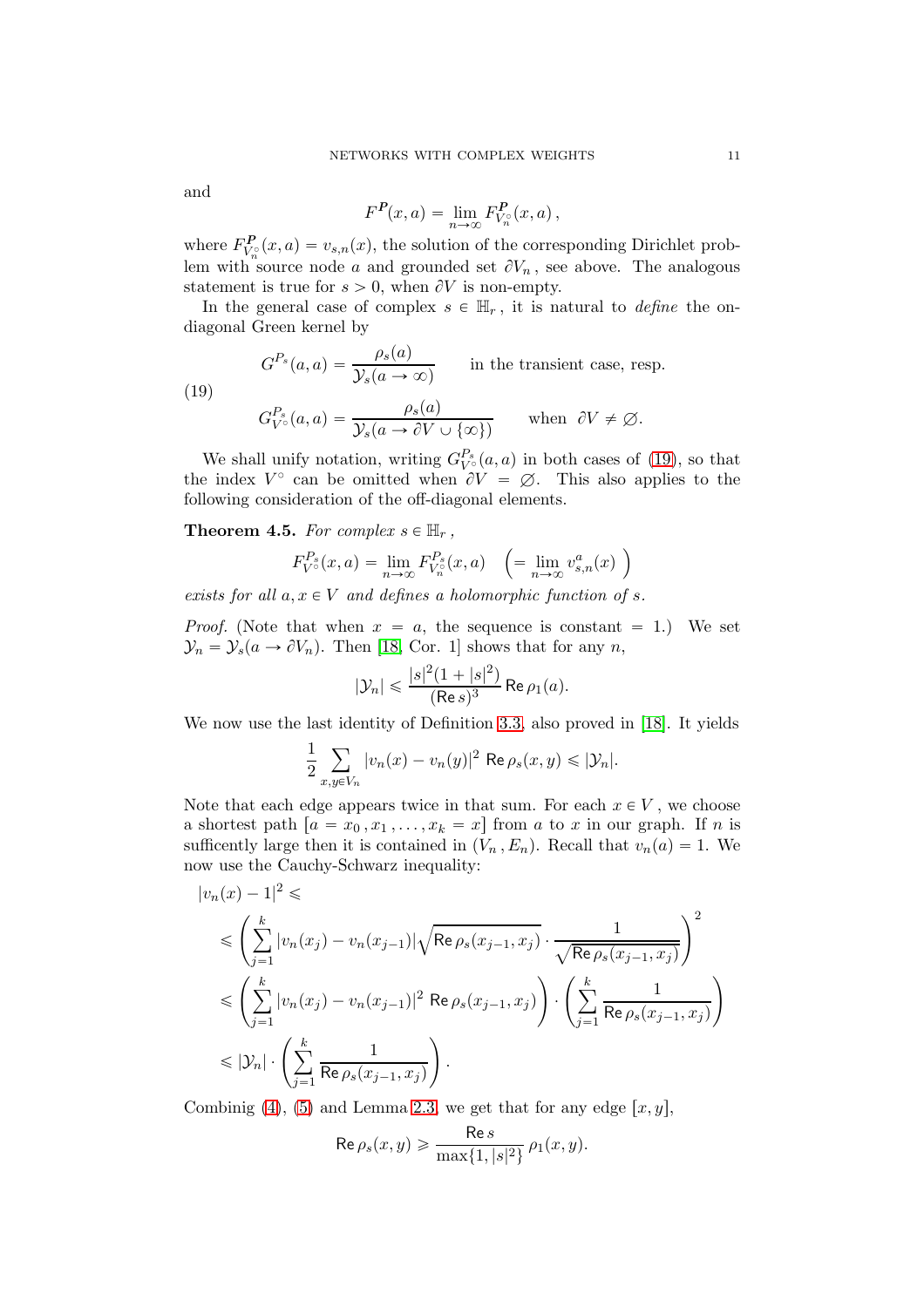and

$$F^{\boldsymbol{P}}(x,a) = \lim_{n\to\infty} F^{\boldsymbol{P}}_{V_n^\circ}(x,a)\,,$$

where $F^{\boldsymbol{P}}_{V_n^\circ}(x,a) = v_{s,n}(x)$, the solution of the corresponding Dirichlet problem with source node $a$ and grounded set $\partial V_n$, see above. The analogous statement is true for $s > 0$, when $\partial V$ is non-empty.

In the general case of complex $s \in \mathbb{H}_r$, it is natural to *define* the on-diagonal Green kernel by

$$(19)\qquad \begin{aligned} G^{P_s}(a,a) &= \frac{\rho_s(a)}{\mathcal{Y}_s(a \to \infty)} \qquad \text{in the transient case, resp.} \\ G^{P_s}_{V^\circ}(a,a) &= \frac{\rho_s(a)}{\mathcal{Y}_s(a \to \partial V \cup \{\infty\})} \qquad \text{when } \partial V \neq \varnothing. \end{aligned}$$

We shall unify notation, writing $G^{P_s}_{V^\circ}(a,a)$ in both cases of (19), so that the index $V^\circ$ can be omitted when $\partial V = \varnothing$. This also applies to the following consideration of the off-diagonal elements.

**Theorem 4.5.** *For complex $s \in \mathbb{H}_r$,*

$$F^{P_s}_{V^\circ}(x,a) = \lim_{n\to\infty} F^{P_s}_{V_n^\circ}(x,a) \quad \Big( = \lim_{n\to\infty} v^a_{s,n}(x)\ \Big)$$

*exists for all $a, x \in V$ and defines a holomorphic function of $s$.*

*Proof.* (Note that when $x = a$, the sequence is constant $= 1$.) We set $\mathcal{Y}_n = \mathcal{Y}_s(a \to \partial V_n)$. Then [18, Cor. 1] shows that for any $n$,

$$|\mathcal{Y}_n| \leqslant \frac{|s|^2(1+|s|^2)}{(\mathsf{Re}\, s)^3}\, \mathsf{Re}\, \rho_1(a).$$

We now use the last identity of Definition 3.3, also proved in [18]. It yields

$$\frac{1}{2}\sum_{x,y\in V_n} |v_n(x) - v_n(y)|^2 \ \mathsf{Re}\,\rho_s(x,y) \leqslant |\mathcal{Y}_n|.$$

Note that each edge appears twice in that sum. For each $x \in V$, we choose a shortest path $[a = x_0\,, x_1\,, \dots, x_k = x]$ from $a$ to $x$ in our graph. If $n$ is sufficently large then it is contained in $(V_n\,, E_n)$. Recall that $v_n(a) = 1$. We now use the Cauchy-Schwarz inequality:

$$\begin{aligned} |v_n(x) - 1|^2 &\leqslant \\ &\leqslant \left( \sum_{j=1}^k |v_n(x_j) - v_n(x_{j-1})| \sqrt{\mathsf{Re}\,\rho_s(x_{j-1},x_j)} \cdot \frac{1}{\sqrt{\mathsf{Re}\,\rho_s(x_{j-1},x_j)}} \right)^2 \\ &\leqslant \left( \sum_{j=1}^k |v_n(x_j) - v_n(x_{j-1})|^2 \ \mathsf{Re}\,\rho_s(x_{j-1},x_j) \right) \cdot \left( \sum_{j=1}^k \frac{1}{\mathsf{Re}\,\rho_s(x_{j-1},x_j)} \right) \\ &\leqslant |\mathcal{Y}_n| \cdot \left( \sum_{j=1}^k \frac{1}{\mathsf{Re}\,\rho_s(x_{j-1},x_j)} \right). \end{aligned}$$

Combinig (4), (5) and Lemma 2.3, we get that for any edge $[x,y]$,

$$\mathsf{Re}\,\rho_s(x,y) \geqslant \frac{\mathsf{Re}\, s}{\max\{1,|s|^2\}}\, \rho_1(x,y).$$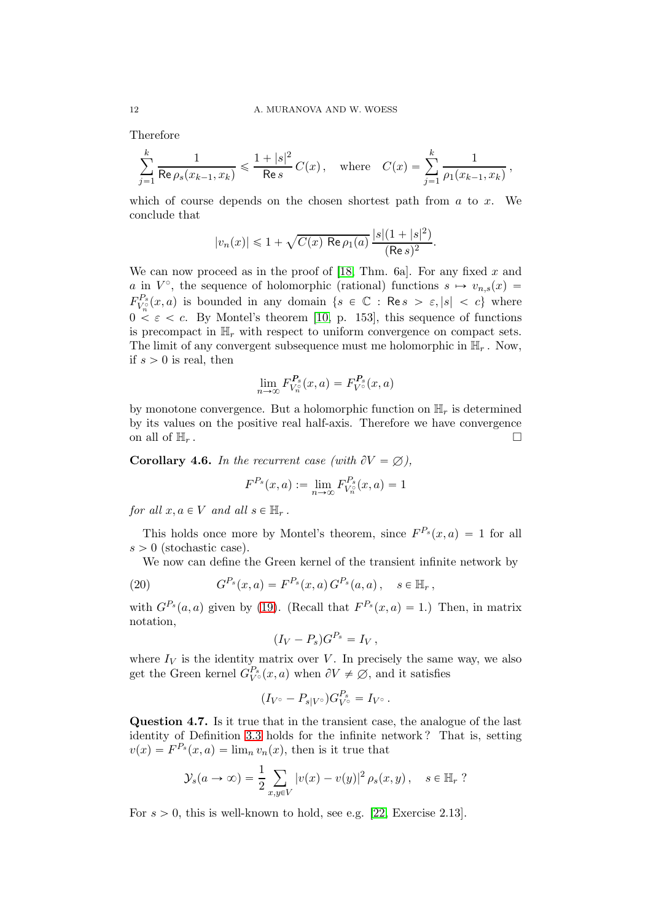Therefore

$$\sum_{j=1}^{k} \frac{1}{\mathsf{Re}\,\rho_s(x_{k-1}, x_k)} \leqslant \frac{1+|s|^2}{\mathsf{Re}\,s}\, C(x)\,, \quad \text{where} \quad C(x) = \sum_{j=1}^{k} \frac{1}{\rho_1(x_{k-1}, x_k)}\,,$$

which of course depends on the chosen shortest path from $a$ to $x$. We conclude that

$$|v_n(x)| \leqslant 1 + \sqrt{C(x)\ \mathsf{Re}\,\rho_1(a)}\, \frac{|s|(1+|s|^2)}{(\mathsf{Re}\,s)^2}.$$

We can now proceed as in the proof of [18, Thm. 6a]. For any fixed $x$ and $a$ in $V^\circ$, the sequence of holomorphic (rational) functions $s \mapsto v_{n,s}(x) = F^{P_s}_{V_n^\circ}(x,a)$ is bounded in any domain $\{s \in \mathbb{C} : \mathsf{Re}\,s > \varepsilon, |s| < c\}$ where $0 < \varepsilon < c$. By Montel's theorem [10, p. 153], this sequence of functions is precompact in $\mathbb{H}_r$ with respect to uniform convergence on compact sets. The limit of any convergent subsequence must me holomorphic in $\mathbb{H}_r$. Now, if $s > 0$ is real, then

$$\lim_{n\to\infty} F^{\boldsymbol{P}_s}_{V_n^\circ}(x,a) = F^{\boldsymbol{P}_s}_{V^\circ}(x,a)$$

by monotone convergence. But a holomorphic function on $\mathbb{H}_r$ is determined by its values on the positive real half-axis. Therefore we have convergence on all of $\mathbb{H}_r$. $\square$

**Corollary 4.6.** *In the recurrent case (with $\partial V = \varnothing$),*

$$F^{P_s}(x,a) := \lim_{n\to\infty} F^{P_s}_{V_n^\circ}(x,a) = 1$$

*for all $x, a \in V$ and all $s \in \mathbb{H}_r$.*

This holds once more by Montel's theorem, since $F^{P_s}(x,a) = 1$ for all $s > 0$ (stochastic case).

We now can define the Green kernel of the transient infinite network by

$$G^{P_s}(x,a) = F^{P_s}(x,a)\, G^{P_s}(a,a)\,, \quad s \in \mathbb{H}_r\,, \tag{20}$$

with $G^{P_s}(a,a)$ given by (19). (Recall that $F^{P_s}(x,a) = 1$.) Then, in matrix notation,

$$(I_V - P_s) G^{P_s} = I_V\,,$$

where $I_V$ is the identity matrix over $V$. In precisely the same way, we also get the Green kernel $G^{P_s}_{V^\circ}(x,a)$ when $\partial V \neq \varnothing$, and it satisfies

$$(I_{V^\circ} - P_{s|V^\circ}) G^{P_s}_{V^\circ} = I_{V^\circ}\,.$$

**Question 4.7.** Is it true that in the transient case, the analogue of the last identity of Definition 3.3 holds for the infinite network? That is, setting $v(x) = F^{P_s}(x,a) = \lim_n v_n(x)$, then is it true that

$$\mathcal{Y}_s(a \to \infty) = \frac{1}{2} \sum_{x,y \in V} |v(x) - v(y)|^2\, \rho_s(x,y)\,, \quad s \in \mathbb{H}_r\ ?$$

For $s > 0$, this is well-known to hold, see e.g. [22, Exercise 2.13].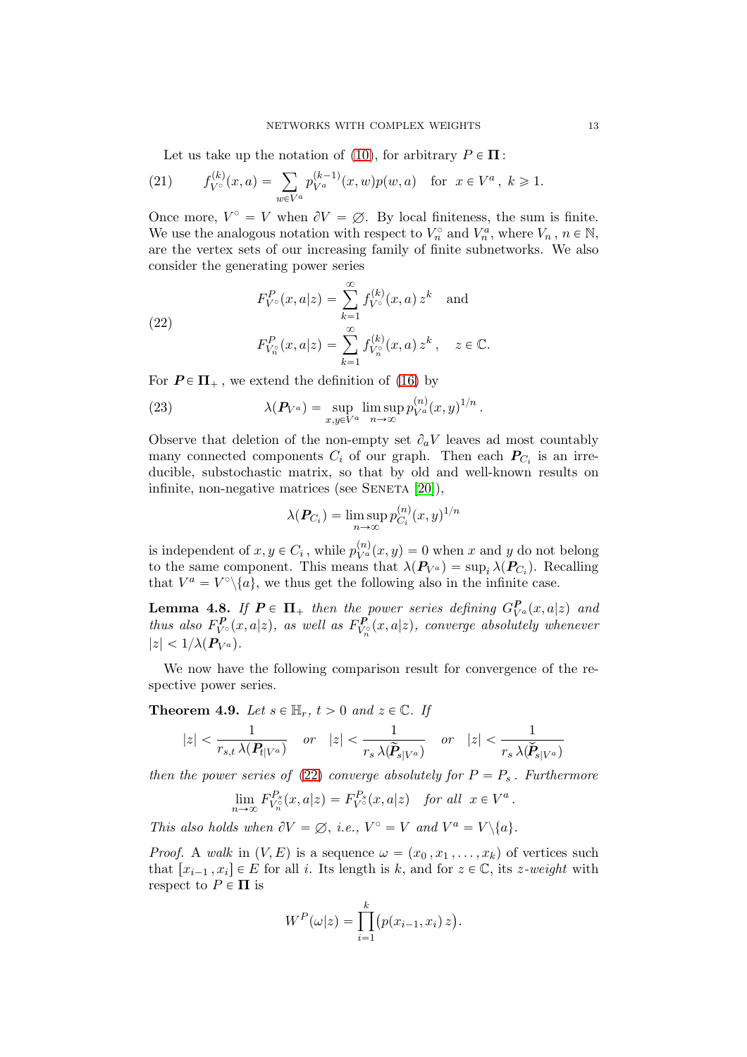Let us take up the notation of (10), for arbitrary $P \in \mathbf{\Pi}$:

$$f_{V^\circ}^{(k)}(x,a) = \sum_{w \in V^a} p_{V^a}^{(k-1)}(x,w)p(w,a) \quad \text{for } \; x \in V^a\,,\; k \geqslant 1. \tag{21}$$

Once more, $V^\circ = V$ when $\partial V = \varnothing$. By local finiteness, the sum is finite. We use the analogous notation with respect to $V_n^\circ$ and $V_n^a$, where $V_n$, $n \in \mathbb{N}$, are the vertex sets of our increasing family of finite subnetworks. We also consider the generating power series

$$\begin{aligned} F_{V^\circ}^P(x,a|z) &= \sum_{k=1}^\infty f_{V^\circ}^{(k)}(x,a)\, z^k \quad \text{and} \\ F_{V_n^\circ}^P(x,a|z) &= \sum_{k=1}^\infty f_{V_n^\circ}^{(k)}(x,a)\, z^k\,, \quad z \in \mathbb{C}. \end{aligned} \tag{22}$$

For $\boldsymbol{P} \in \mathbf{\Pi}_+$, we extend the definition of (16) by

$$\lambda(\boldsymbol{P}_{V^a}) = \sup_{x,y \in V^a} \limsup_{n\to\infty} p_{V^a}^{(n)}(x,y)^{1/n}\,. \tag{23}$$

Observe that deletion of the non-empty set $\partial_a V$ leaves ad most countably many connected components $C_i$ of our graph. Then each $\boldsymbol{P}_{C_i}$ is an irreducible, substochastic matrix, so that by old and well-known results on infinite, non-negative matrices (see Seneta [20]),

$$\lambda(\boldsymbol{P}_{C_i}) = \limsup_{n\to\infty} p_{C_i}^{(n)}(x,y)^{1/n}$$

is independent of $x, y \in C_i$, while $p_{V^a}^{(n)}(x,y) = 0$ when $x$ and $y$ do not belong to the same component. This means that $\lambda(\boldsymbol{P}_{V^a}) = \sup_i \lambda(\boldsymbol{P}_{C_i})$. Recalling that $V^a = V^\circ \setminus \{a\}$, we thus get the following also in the infinite case.

**Lemma 4.8.** *If $\boldsymbol{P} \in \mathbf{\Pi}_+$ then the power series defining $G_{V^a}^{\boldsymbol{P}}(x,a|z)$ and thus also $F_{V^\circ}^{\boldsymbol{P}}(x,a|z)$, as well as $F_{V_n^\circ}^{\boldsymbol{P}}(x,a|z)$, converge absolutely whenever $|z| < 1/\lambda(\boldsymbol{P}_{V^a})$.*

We now have the following comparison result for convergence of the respective power series.

**Theorem 4.9.** *Let $s \in \mathbb{H}_r$, $t > 0$ and $z \in \mathbb{C}$. If*

$$|z| < \frac{1}{r_{s,t}\,\lambda(\boldsymbol{P}_{t|V^a})} \quad \text{or} \quad |z| < \frac{1}{r_s\,\lambda(\tilde{\boldsymbol{P}}_{s|V^a})} \quad \text{or} \quad |z| < \frac{1}{r_s\,\lambda(\check{\boldsymbol{P}}_{s|V^a})}$$

*then the power series of (22) converge absolutely for $P = P_s$. Furthermore*

$$\lim_{n\to\infty} F_{V_n^\circ}^{P_s}(x,a|z) = F_{V^\circ}^{P_s}(x,a|z) \quad \text{for all } \; x \in V^a\,.$$

*This also holds when $\partial V = \varnothing$, i.e., $V^\circ = V$ and $V^a = V\setminus\{a\}$.*

*Proof.* A *walk* in $(V,E)$ is a sequence $\omega = (x_0\,, x_1\,, \dots, x_k)$ of vertices such that $[x_{i-1}\,, x_i] \in E$ for all $i$. Its length is $k$, and for $z \in \mathbb{C}$, its *z-weight* with respect to $P \in \mathbf{\Pi}$ is

$$W^P(\omega|z) = \prod_{i=1}^k \bigl(p(x_{i-1}, x_i)\, z\bigr).$$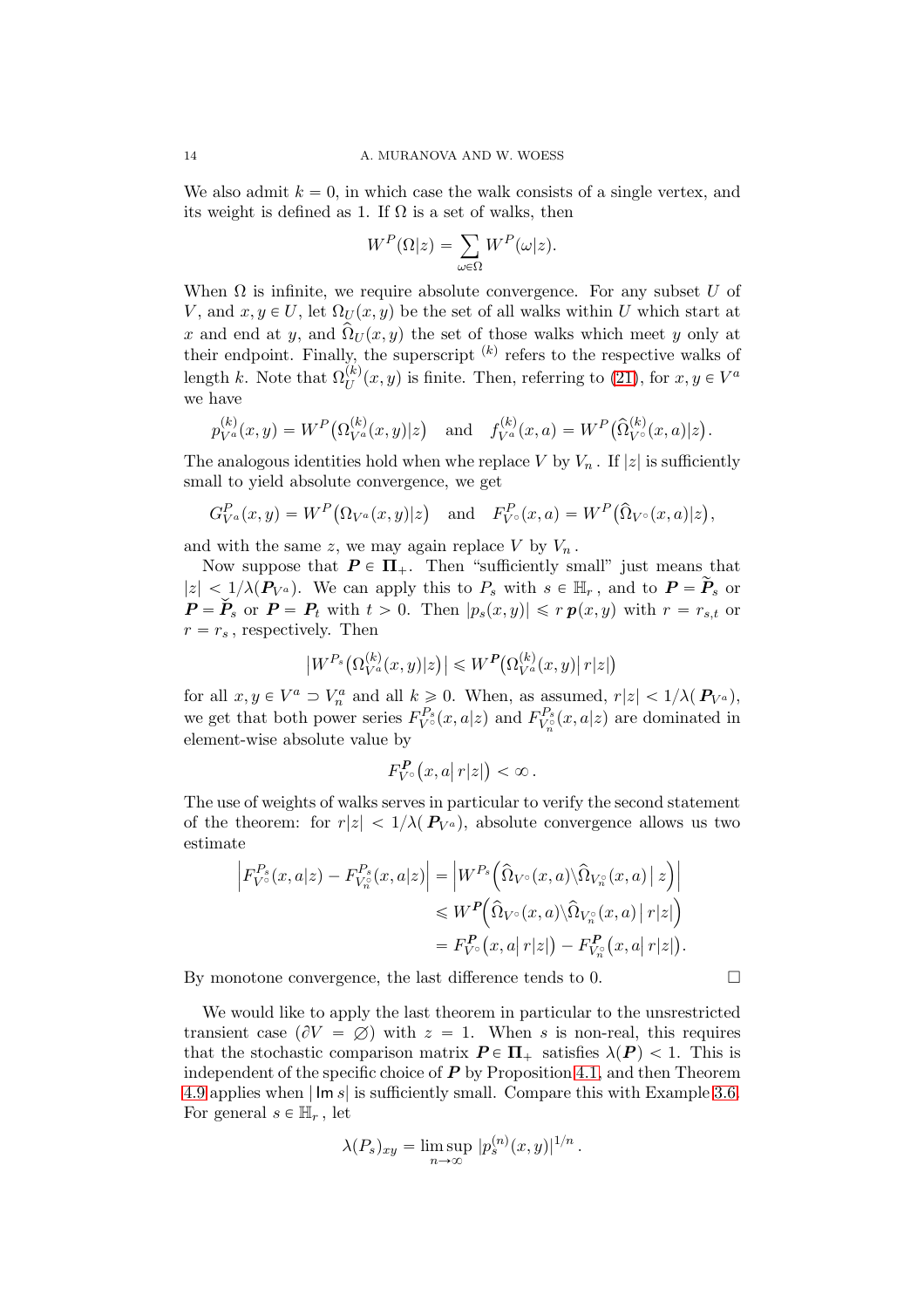We also admit $k = 0$, in which case the walk consists of a single vertex, and its weight is defined as 1. If $\Omega$ is a set of walks, then

$$W^P(\Omega|z) = \sum_{\omega\in\Omega} W^P(\omega|z).$$

When $\Omega$ is infinite, we require absolute convergence. For any subset $U$ of $V$, and $x, y \in U$, let $\Omega_U(x,y)$ be the set of all walks within $U$ which start at $x$ and end at $y$, and $\widehat{\Omega}_U(x,y)$ the set of those walks which meet $y$ only at their endpoint. Finally, the superscript $^{(k)}$ refers to the respective walks of length $k$. Note that $\Omega_U^{(k)}(x,y)$ is finite. Then, referring to (21), for $x, y \in V^a$ we have

$$p_{V^a}^{(k)}(x,y) = W^P\big(\Omega_{V^a}^{(k)}(x,y)|z\big) \quad \text{and} \quad f_{V^a}^{(k)}(x,a) = W^P\big(\widehat{\Omega}_{V^\circ}^{(k)}(x,a)|z\big).$$

The analogous identities hold when whe replace $V$ by $V_n$. If $|z|$ is sufficiently small to yield absolute convergence, we get

$$G_{V^a}^P(x,y) = W^P\big(\Omega_{V^a}(x,y)|z\big) \quad \text{and} \quad F_{V^\circ}^P(x,a) = W^P\big(\widehat{\Omega}_{V^\circ}(x,a)|z\big),$$

and with the same $z$, we may again replace $V$ by $V_n$.

Now suppose that $\boldsymbol{P} \in \boldsymbol{\Pi}_+$. Then "sufficiently small" just means that $|z| < 1/\lambda(\boldsymbol{P}_{V^a})$. We can apply this to $P_s$ with $s \in \mathbb{H}_r$, and to $\boldsymbol{P} = \widetilde{\boldsymbol{P}}_s$ or $\boldsymbol{P} = \check{\boldsymbol{P}}_s$ or $\boldsymbol{P} = \boldsymbol{P}_t$ with $t > 0$. Then $|p_s(x,y)| \leqslant r\,\boldsymbol{p}(x,y)$ with $r = r_{s,t}$ or $r = r_s$, respectively. Then

$$\big|W^{P_s}\big(\Omega_{V^a}^{(k)}(x,y)|z\big)\big| \leqslant W^{\boldsymbol{P}}\big(\Omega_{V^a}^{(k)}(x,y)\big|\, r|z|\big)$$

for all $x, y \in V^a \supset V_n^a$ and all $k \geqslant 0$. When, as assumed, $r|z| < 1/\lambda(\boldsymbol{P}_{V^a})$, we get that both power series $F_{V^\circ}^{P_s}(x,a|z)$ and $F_{V_n^\circ}^{P_s}(x,a|z)$ are dominated in element-wise absolute value by

$$F_{V^\circ}^{\boldsymbol{P}}\big(x,a\big|\, r|z|\big) < \infty\,.$$

The use of weights of walks serves in particular to verify the second statement of the theorem: for $r|z| < 1/\lambda(\boldsymbol{P}_{V^a})$, absolute convergence allows us two estimate

$$\begin{aligned}
\Big|F_{V^\circ}^{P_s}(x,a|z) - F_{V_n^\circ}^{P_s}(x,a|z)\Big| &= \Big|W^{P_s}\Big(\widehat{\Omega}_{V^\circ}(x,a)\backslash\widehat{\Omega}_{V_n^\circ}(x,a)\,\Big|\, z\Big)\Big| \\
&\leqslant W^{\boldsymbol{P}}\Big(\widehat{\Omega}_{V^\circ}(x,a)\backslash\widehat{\Omega}_{V_n^\circ}(x,a)\,\Big|\, r|z|\Big) \\
&= F_{V^\circ}^{\boldsymbol{P}}\big(x,a\big|\, r|z|\big) - F_{V_n^\circ}^{\boldsymbol{P}}\big(x,a\big|\, r|z|\big).
\end{aligned}$$

By monotone convergence, the last difference tends to 0. $\square$

We would like to apply the last theorem in particular to the unsrestricted transient case ($\partial V = \varnothing$) with $z = 1$. When $s$ is non-real, this requires that the stochastic comparison matrix $\boldsymbol{P} \in \boldsymbol{\Pi}_+$ satisfies $\lambda(\boldsymbol{P}) < 1$. This is independent of the specific choice of $\boldsymbol{P}$ by Proposition 4.1, and then Theorem 4.9 applies when $|\operatorname{Im} s|$ is sufficiently small. Compare this with Example 3.6. For general $s \in \mathbb{H}_r$, let

$$\lambda(P_s)_{xy} = \limsup_{n\to\infty} |p_s^{(n)}(x,y)|^{1/n}\,.$$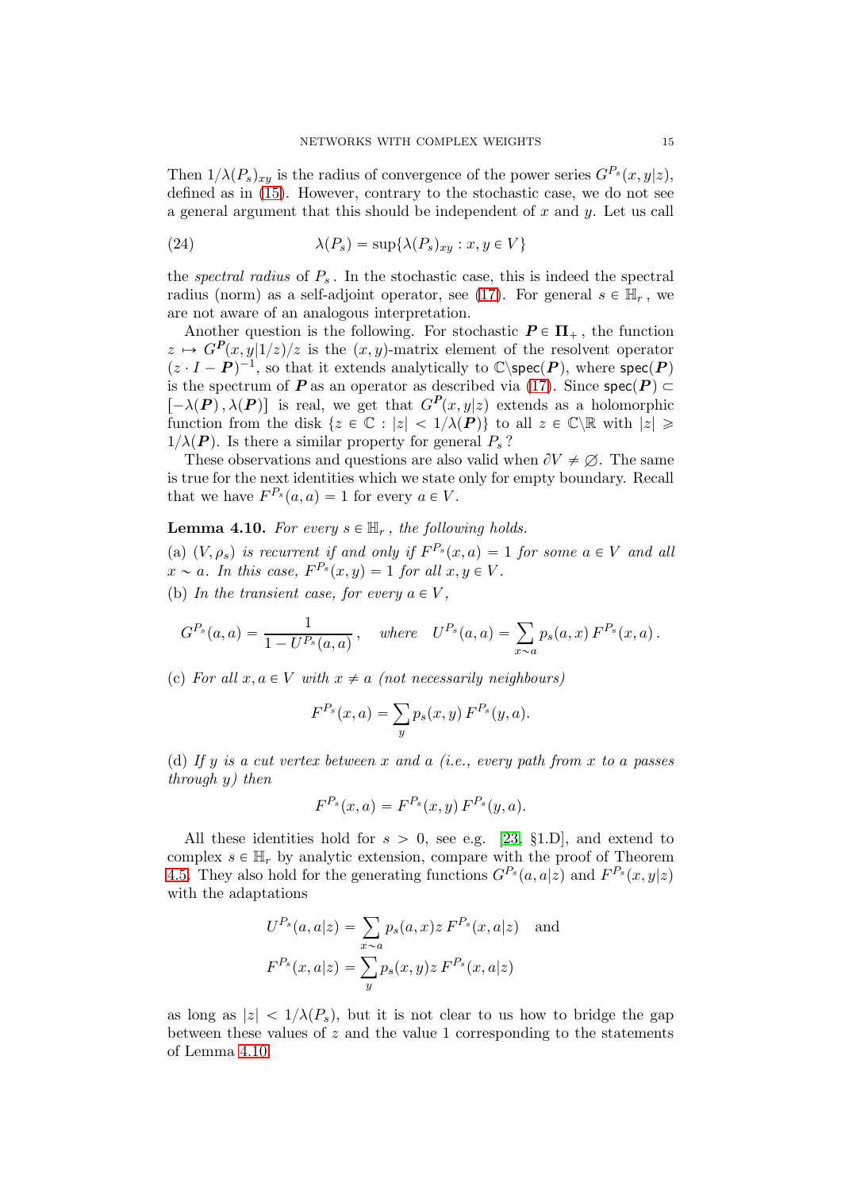Then $1/\lambda(P_s)_{xy}$ is the radius of convergence of the power series $G^{P_s}(x,y|z)$, defined as in (15). However, contrary to the stochastic case, we do not see a general argument that this should be independent of $x$ and $y$. Let us call

$$\lambda(P_s) = \sup\{\lambda(P_s)_{xy} : x,y \in V\} \tag{24}$$

the *spectral radius* of $P_s$. In the stochastic case, this is indeed the spectral radius (norm) as a self-adjoint operator, see (17). For general $s \in \mathbb{H}_r$, we are not aware of an analogous interpretation.

Another question is the following. For stochastic $\boldsymbol{P} \in \boldsymbol{\Pi}_+$, the function $z \mapsto G^{\boldsymbol{P}}(x,y|1/z)/z$ is the $(x,y)$-matrix element of the resolvent operator $(z \cdot I - \boldsymbol{P})^{-1}$, so that it extends analytically to $\mathbb{C}\backslash\mathsf{spec}(\boldsymbol{P})$, where $\mathsf{spec}(\boldsymbol{P})$ is the spectrum of $\boldsymbol{P}$ as an operator as described via (17). Since $\mathsf{spec}(\boldsymbol{P}) \subset [-\lambda(\boldsymbol{P}), \lambda(\boldsymbol{P})]$ is real, we get that $G^{\boldsymbol{P}}(x,y|z)$ extends as a holomorphic function from the disk $\{z \in \mathbb{C} : |z| < 1/\lambda(\boldsymbol{P})\}$ to all $z \in \mathbb{C}\backslash\mathbb{R}$ with $|z| \geqslant 1/\lambda(\boldsymbol{P})$. Is there a similar property for general $P_s$?

These observations and questions are also valid when $\partial V \neq \varnothing$. The same is true for the next identities which we state only for empty boundary. Recall that we have $F^{P_s}(a,a) = 1$ for every $a \in V$.

**Lemma 4.10.** *For every $s \in \mathbb{H}_r$, the following holds.*

(a) *$(V, \rho_s)$ is recurrent if and only if $F^{P_s}(x,a) = 1$ for some $a \in V$ and all $x \sim a$. In this case, $F^{P_s}(x,y) = 1$ for all $x,y \in V$.*

(b) *In the transient case, for every $a \in V$,*

$$G^{P_s}(a,a) = \frac{1}{1 - U^{P_s}(a,a)}\,, \quad \textit{where} \quad U^{P_s}(a,a) = \sum_{x \sim a} p_s(a,x)\, F^{P_s}(x,a)\,.$$

(c) *For all $x, a \in V$ with $x \neq a$ (not necessarily neighbours)*

$$F^{P_s}(x,a) = \sum_y p_s(x,y)\, F^{P_s}(y,a).$$

(d) *If $y$ is a cut vertex between $x$ and $a$ (i.e., every path from $x$ to $a$ passes through $y$) then*

$$F^{P_s}(x,a) = F^{P_s}(x,y)\, F^{P_s}(y,a).$$

All these identities hold for $s > 0$, see e.g. [23, §1.D], and extend to complex $s \in \mathbb{H}_r$ by analytic extension, compare with the proof of Theorem 4.5. They also hold for the generating functions $G^{P_s}(a,a|z)$ and $F^{P_s}(x,y|z)$ with the adaptations

$$U^{P_s}(a,a|z) = \sum_{x \sim a} p_s(a,x)z\, F^{P_s}(x,a|z) \quad \text{and}$$
$$F^{P_s}(x,a|z) = \sum_y p_s(x,y)z\, F^{P_s}(x,a|z)$$

as long as $|z| < 1/\lambda(P_s)$, but it is not clear to us how to bridge the gap between these values of $z$ and the value 1 corresponding to the statements of Lemma 4.10.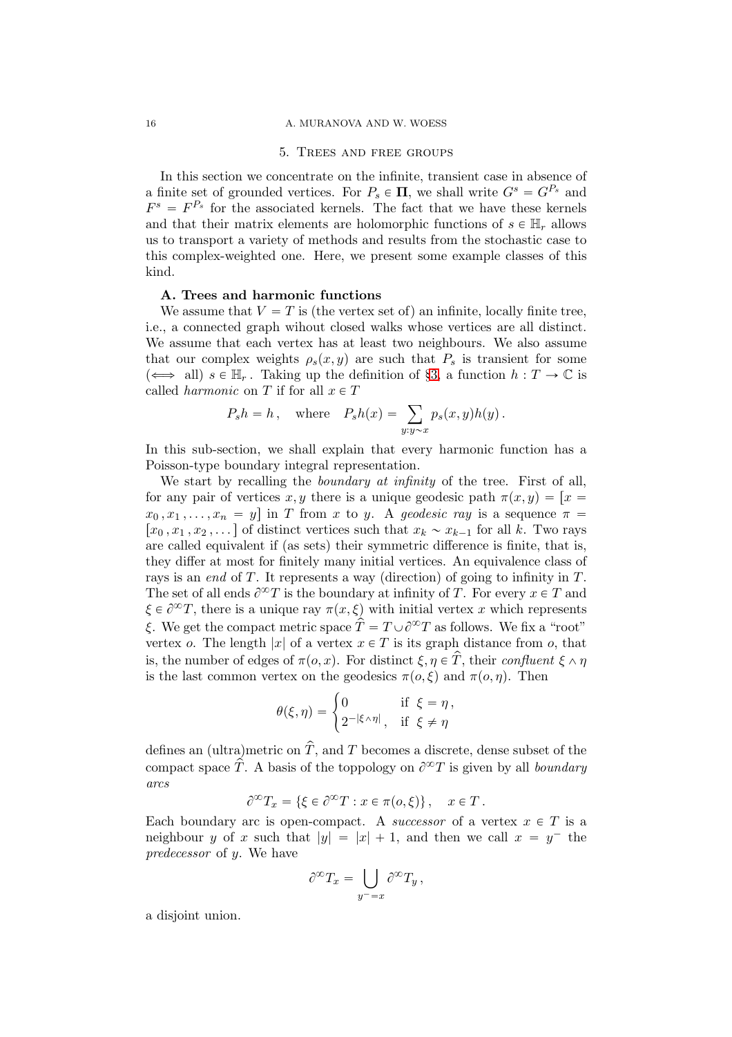## 5. Trees and free groups

In this section we concentrate on the infinite, transient case in absence of a finite set of grounded vertices. For $P_s \in \mathbf{\Pi}$, we shall write $G^s = G^{P_s}$ and $F^s = F^{P_s}$ for the associated kernels. The fact that we have these kernels and that their matrix elements are holomorphic functions of $s \in \mathbb{H}_r$ allows us to transport a variety of methods and results from the stochastic case to this complex-weighted one. Here, we present some example classes of this kind.

**A. Trees and harmonic functions**

We assume that $V = T$ is (the vertex set of) an infinite, locally finite tree, i.e., a connected graph wihout closed walks whose vertices are all distinct. We assume that each vertex has at least two neighbours. We also assume that our complex weights $\rho_s(x,y)$ are such that $P_s$ is transient for some ($\iff$ all) $s \in \mathbb{H}_r$. Taking up the definition of §3, a function $h : T \to \mathbb{C}$ is called *harmonic* on $T$ if for all $x \in T$

$$P_s h = h\,, \quad \text{where} \quad P_s h(x) = \sum_{y : y \sim x} p_s(x,y) h(y)\,.$$

In this sub-section, we shall explain that every harmonic function has a Poisson-type boundary integral representation.

We start by recalling the *boundary at infinity* of the tree. First of all, for any pair of vertices $x, y$ there is a unique geodesic path $\pi(x,y) = [x = x_0\,, x_1\,, \dots, x_n = y]$ in $T$ from $x$ to $y$. A *geodesic ray* is a sequence $\pi = [x_0\,, x_1\,, x_2\,, \dots]$ of distinct vertices such that $x_k \sim x_{k-1}$ for all $k$. Two rays are called equivalent if (as sets) their symmetric difference is finite, that is, they differ at most for finitely many initial vertices. An equivalence class of rays is an *end* of $T$. It represents a way (direction) of going to infinity in $T$. The set of all ends $\partial^\infty T$ is the boundary at infinity of $T$. For every $x \in T$ and $\xi \in \partial^\infty T$, there is a unique ray $\pi(x,\xi)$ with initial vertex $x$ which represents $\xi$. We get the compact metric space $\widehat{T} = T \cup \partial^\infty T$ as follows. We fix a "root" vertex $o$. The length $|x|$ of a vertex $x \in T$ is its graph distance from $o$, that is, the number of edges of $\pi(o,x)$. For distinct $\xi, \eta \in \widehat{T}$, their *confluent* $\xi \wedge \eta$ is the last common vertex on the geodesics $\pi(o,\xi)$ and $\pi(o,\eta)$. Then

$$\theta(\xi,\eta) = \begin{cases} 0 & \text{if } \xi = \eta\,, \\ 2^{-|\xi \wedge \eta|}\,, & \text{if } \xi \neq \eta \end{cases}$$

defines an (ultra)metric on $\widehat{T}$, and $T$ becomes a discrete, dense subset of the compact space $\widehat{T}$. A basis of the toppology on $\partial^\infty T$ is given by all *boundary arcs*

$$\partial^\infty T_x = \{\xi \in \partial^\infty T : x \in \pi(o,\xi)\}\,, \quad x \in T\,.$$

Each boundary arc is open-compact. A *successor* of a vertex $x \in T$ is a neighbour $y$ of $x$ such that $|y| = |x| + 1$, and then we call $x = y^-$ the *predecessor* of $y$. We have

$$\partial^\infty T_x = \bigcup_{y^- = x} \partial^\infty T_y\,,$$

a disjoint union.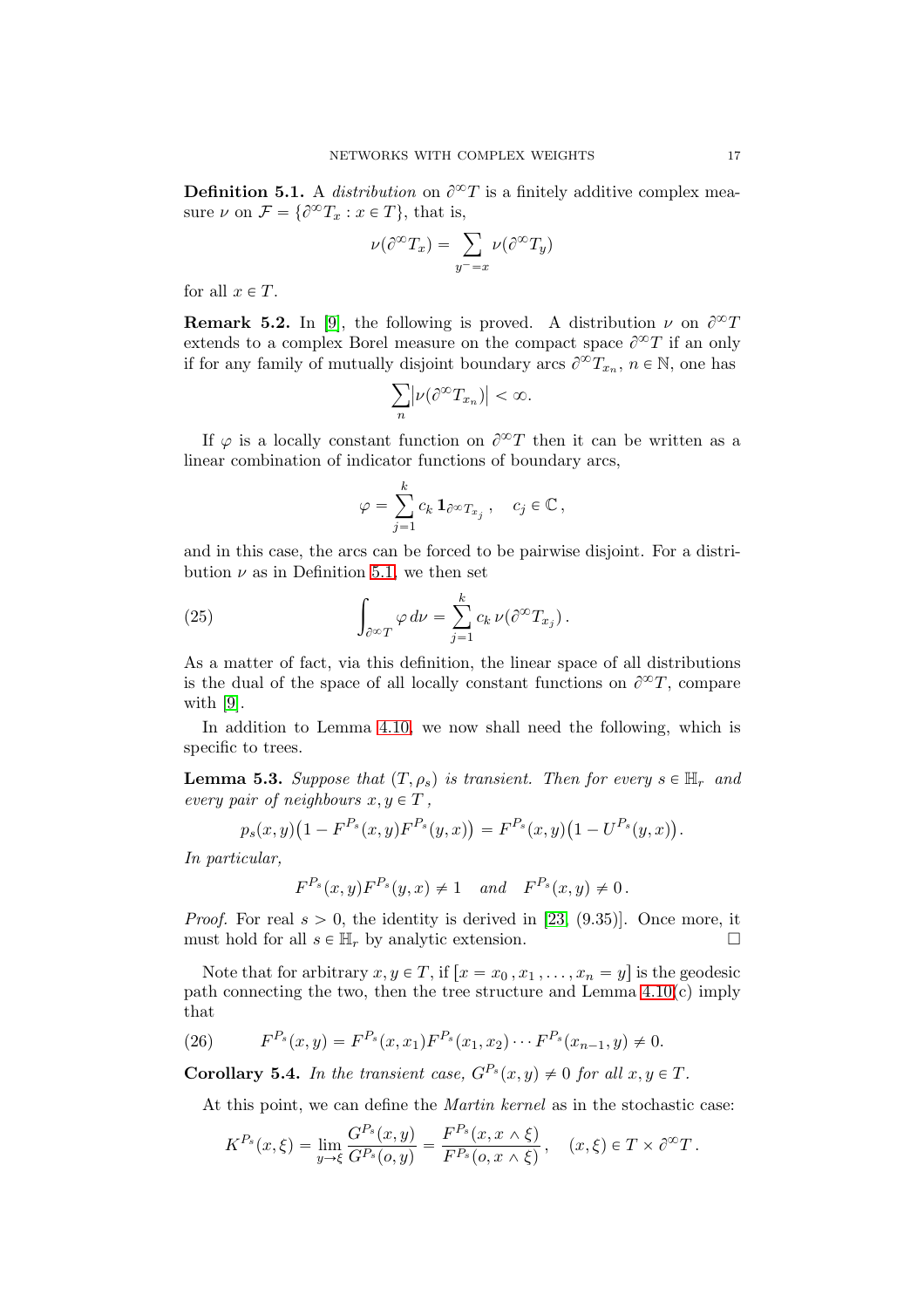**Definition 5.1.** A *distribution* on $\partial^\infty T$ is a finitely additive complex measure $\nu$ on $\mathcal{F} = \{\partial^\infty T_x : x \in T\}$, that is,

$$\nu(\partial^\infty T_x) = \sum_{y^- = x} \nu(\partial^\infty T_y)$$

for all $x \in T$.

**Remark 5.2.** In [9], the following is proved. A distribution $\nu$ on $\partial^\infty T$ extends to a complex Borel measure on the compact space $\partial^\infty T$ if an only if for any family of mutually disjoint boundary arcs $\partial^\infty T_{x_n}$, $n \in \mathbb{N}$, one has

$$\sum_n \big|\nu(\partial^\infty T_{x_n})\big| < \infty.$$

If $\varphi$ is a locally constant function on $\partial^\infty T$ then it can be written as a linear combination of indicator functions of boundary arcs,

$$\varphi = \sum_{j=1}^k c_k \, \mathbf{1}_{\partial^\infty T_{x_j}}\,, \quad c_j \in \mathbb{C}\,,$$

and in this case, the arcs can be forced to be pairwise disjoint. For a distribution $\nu$ as in Definition 5.1, we then set

$$\int_{\partial^\infty T} \varphi \, d\nu = \sum_{j=1}^k c_k \, \nu(\partial^\infty T_{x_j})\,. \tag{25}$$

As a matter of fact, via this definition, the linear space of all distributions is the dual of the space of all locally constant functions on $\partial^\infty T$, compare with [9].

In addition to Lemma 4.10, we now shall need the following, which is specific to trees.

**Lemma 5.3.** *Suppose that $(T, \rho_s)$ is transient. Then for every $s \in \mathbb{H}_r$ and every pair of neighbours $x, y \in T$,*

$$p_s(x,y)\big(1 - F^{P_s}(x,y)F^{P_s}(y,x)\big) = F^{P_s}(x,y)\big(1 - U^{P_s}(y,x)\big).$$

*In particular,*

$$F^{P_s}(x,y)F^{P_s}(y,x) \neq 1 \quad \text{and} \quad F^{P_s}(x,y) \neq 0\,.$$

*Proof.* For real $s > 0$, the identity is derived in [23, (9.35)]. Once more, it must hold for all $s \in \mathbb{H}_r$ by analytic extension. $\square$

Note that for arbitrary $x, y \in T$, if $[x = x_0\,, x_1\,, \ldots, x_n = y]$ is the geodesic path connecting the two, then the tree structure and Lemma 4.10(c) imply that

$$F^{P_s}(x,y) = F^{P_s}(x,x_1)F^{P_s}(x_1,x_2)\cdots F^{P_s}(x_{n-1},y) \neq 0. \tag{26}$$

**Corollary 5.4.** *In the transient case, $G^{P_s}(x,y) \neq 0$ for all $x, y \in T$.*

At this point, we can define the *Martin kernel* as in the stochastic case:

$$K^{P_s}(x,\xi) = \lim_{y \to \xi} \frac{G^{P_s}(x,y)}{G^{P_s}(o,y)} = \frac{F^{P_s}(x, x \wedge \xi)}{F^{P_s}(o, x \wedge \xi)}\,, \quad (x,\xi) \in T \times \partial^\infty T\,.$$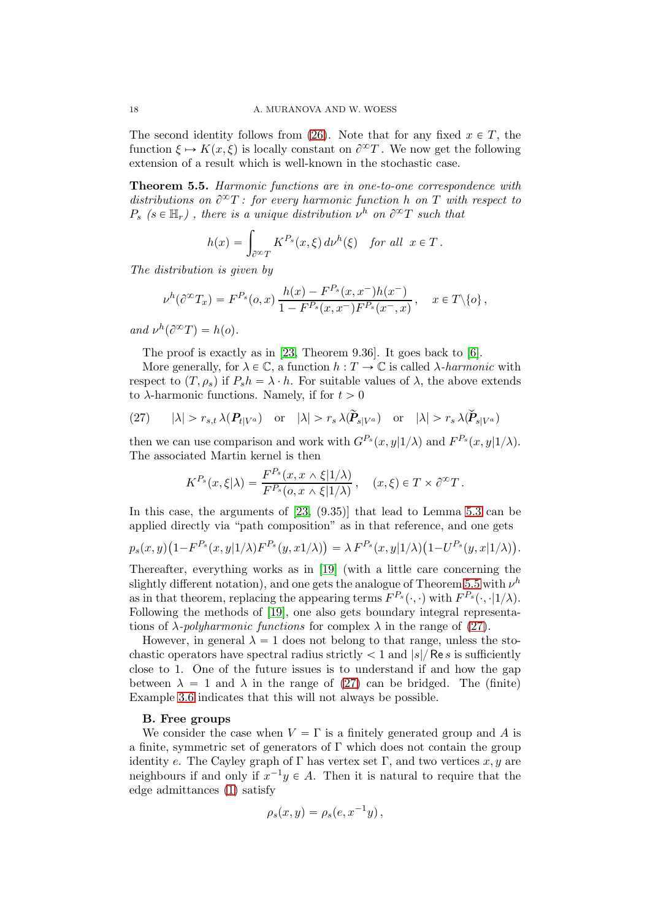The second identity follows from (26). Note that for any fixed $x \in T$, the function $\xi \mapsto K(x, \xi)$ is locally constant on $\partial^\infty T$. We now get the following extension of a result which is well-known in the stochastic case.

**Theorem 5.5.** *Harmonic functions are in one-to-one correspondence with distributions on $\partial^\infty T$ : for every harmonic function $h$ on $T$ with respect to $P_s$ ($s \in \mathbb{H}_r$) , there is a unique distribution $\nu^h$ on $\partial^\infty T$ such that*

$$h(x) = \int_{\partial^\infty T} K^{P_s}(x, \xi)\, d\nu^h(\xi) \quad \textit{for all } \ x \in T\,.$$

*The distribution is given by*

$$\nu^h(\partial^\infty T_x) = F^{P_s}(o, x)\, \frac{h(x) - F^{P_s}(x, x^-)h(x^-)}{1 - F^{P_s}(x, x^-)F^{P_s}(x^-, x)}\,, \quad x \in T\backslash\{o\}\,,$$

*and $\nu^h(\partial^\infty T) = h(o)$.*

The proof is exactly as in [23, Theorem 9.36]. It goes back to [6].

More generally, for $\lambda \in \mathbb{C}$, a function $h : T \to \mathbb{C}$ is called *$\lambda$-harmonic* with respect to $(T, \rho_s)$ if $P_s h = \lambda \cdot h$. For suitable values of $\lambda$, the above extends to $\lambda$-harmonic functions. Namely, if for $t > 0$

$$(27) \qquad |\lambda| > r_{s,t}\, \lambda(\boldsymbol{P}_{t|V^a}) \quad \text{or} \quad |\lambda| > r_s\, \lambda(\widetilde{\boldsymbol{P}}_{s|V^a}) \quad \text{or} \quad |\lambda| > r_s\, \lambda(\check{\boldsymbol{P}}_{s|V^a})$$

then we can use comparison and work with $G^{P_s}(x, y|1/\lambda)$ and $F^{P_s}(x, y|1/\lambda)$. The associated Martin kernel is then

$$K^{P_s}(x, \xi|\lambda) = \frac{F^{P_s}(x, x \wedge \xi|1/\lambda)}{F^{P_s}(o, x \wedge \xi|1/\lambda)}\,, \quad (x, \xi) \in T \times \partial^\infty T\,.$$

In this case, the arguments of [23, (9.35)] that lead to Lemma 5.3 can be applied directly via "path composition" as in that reference, and one gets

$$p_s(x, y)\big(1 - F^{P_s}(x, y|1/\lambda)F^{P_s}(y, x1/\lambda)\big) = \lambda\, F^{P_s}(x, y|1/\lambda)\big(1 - U^{P_s}(y, x|1/\lambda)\big).$$

Thereafter, everything works as in [19] (with a little care concerning the slightly different notation), and one gets the analogue of Theorem 5.5 with $\nu^h$ as in that theorem, replacing the appearing terms $F^{P_s}(\cdot, \cdot)$ with $F^{P_s}(\cdot, \cdot|1/\lambda)$. Following the methods of [19], one also gets boundary integral representations of *$\lambda$-polyharmonic functions* for complex $\lambda$ in the range of (27).

However, in general $\lambda = 1$ does not belong to that range, unless the stochastic operators have spectral radius strictly $< 1$ and $|s|/\mathsf{Re}\, s$ is sufficiently close to 1. One of the future issues is to understand if and how the gap between $\lambda = 1$ and $\lambda$ in the range of (27) can be bridged. The (finite) Example 3.6 indicates that this will not always be possible.

**B. Free groups**

We consider the case when $V = \Gamma$ is a finitely generated group and $A$ is a finite, symmetric set of generators of $\Gamma$ which does not contain the group identity $e$. The Cayley graph of $\Gamma$ has vertex set $\Gamma$, and two vertices $x, y$ are neighbours if and only if $x^{-1}y \in A$. Then it is natural to require that the edge admittances (1) satisfy

$$\rho_s(x, y) = \rho_s(e, x^{-1}y)\,,$$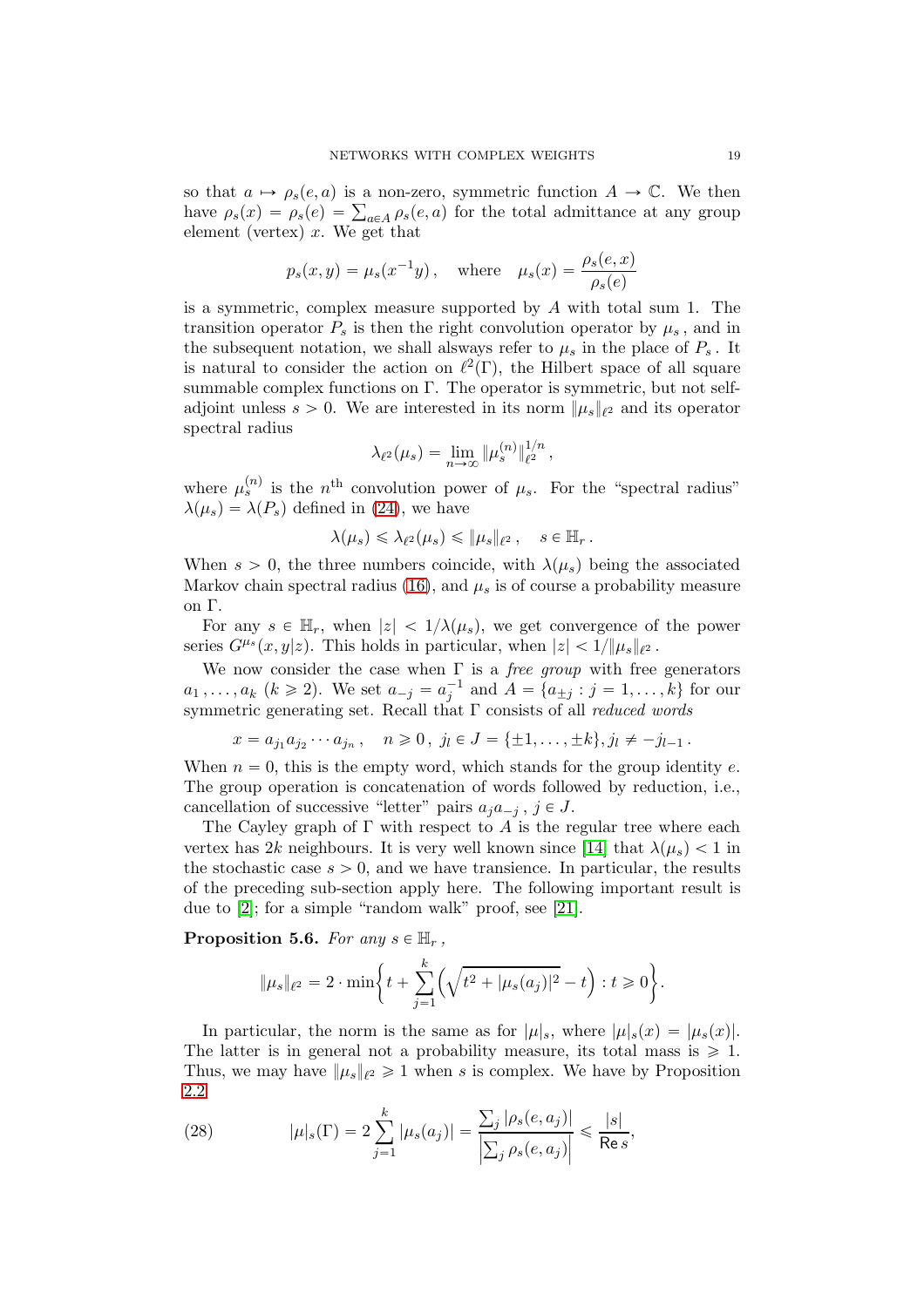so that $a \mapsto \rho_s(e,a)$ is a non-zero, symmetric function $A \to \mathbb{C}$. We then have $\rho_s(x) = \rho_s(e) = \sum_{a \in A} \rho_s(e,a)$ for the total admittance at any group element (vertex) $x$. We get that

$$p_s(x,y) = \mu_s(x^{-1}y)\,, \quad \text{where} \quad \mu_s(x) = \frac{\rho_s(e,x)}{\rho_s(e)}$$

is a symmetric, complex measure supported by $A$ with total sum 1. The transition operator $P_s$ is then the right convolution operator by $\mu_s$, and in the subsequent notation, we shall alsways refer to $\mu_s$ in the place of $P_s$. It is natural to consider the action on $\ell^2(\Gamma)$, the Hilbert space of all square summable complex functions on $\Gamma$. The operator is symmetric, but not self-adjoint unless $s > 0$. We are interested in its norm $\|\mu_s\|_{\ell^2}$ and its operator spectral radius

$$\lambda_{\ell^2}(\mu_s) = \lim_{n\to\infty} \|\mu_s^{(n)}\|_{\ell^2}^{1/n}\,,$$

where $\mu_s^{(n)}$ is the $n^{\text{th}}$ convolution power of $\mu_s$. For the "spectral radius" $\lambda(\mu_s) = \lambda(P_s)$ defined in (24), we have

$$\lambda(\mu_s) \leqslant \lambda_{\ell^2}(\mu_s) \leqslant \|\mu_s\|_{\ell^2}\,, \quad s \in \mathbb{H}_r\,.$$

When $s > 0$, the three numbers coincide, with $\lambda(\mu_s)$ being the associated Markov chain spectral radius (16), and $\mu_s$ is of course a probability measure on $\Gamma$.

For any $s \in \mathbb{H}_r$, when $|z| < 1/\lambda(\mu_s)$, we get convergence of the power series $G^{\mu_s}(x,y|z)$. This holds in particular, when $|z| < 1/\|\mu_s\|_{\ell^2}$.

We now consider the case when $\Gamma$ is a *free group* with free generators $a_1, \dots, a_k$ ($k \geqslant 2$). We set $a_{-j} = a_j^{-1}$ and $A = \{a_{\pm j} : j = 1, \dots, k\}$ for our symmetric generating set. Recall that $\Gamma$ consists of all *reduced words*

$$x = a_{j_1} a_{j_2} \cdots a_{j_n}\,, \quad n \geqslant 0\,,\ j_l \in J = \{\pm 1, \dots, \pm k\}, j_l \neq -j_{l-1}\,.$$

When $n = 0$, this is the empty word, which stands for the group identity $e$. The group operation is concatenation of words followed by reduction, i.e., cancellation of successive "letter" pairs $a_j a_{-j}$, $j \in J$.

The Cayley graph of $\Gamma$ with respect to $A$ is the regular tree where each vertex has $2k$ neighbours. It is very well known since [14] that $\lambda(\mu_s) < 1$ in the stochastic case $s > 0$, and we have transience. In particular, the results of the preceding sub-section apply here. The following important result is due to [2]; for a simple "random walk" proof, see [21].

**Proposition 5.6.** *For any* $s \in \mathbb{H}_r$,

$$\|\mu_s\|_{\ell^2} = 2 \cdot \min\Big\{ t + \sum_{j=1}^{k} \Big( \sqrt{t^2 + |\mu_s(a_j)|^2} - t \Big) : t \geqslant 0 \Big\}.$$

In particular, the norm is the same as for $|\mu|_s$, where $|\mu|_s(x) = |\mu_s(x)|$. The latter is in general not a probability measure, its total mass is $\geqslant 1$. Thus, we may have $\|\mu_s\|_{\ell^2} \geqslant 1$ when $s$ is complex. We have by Proposition 2.2

$$|\mu|_s(\Gamma) = 2\sum_{j=1}^{k} |\mu_s(a_j)| = \frac{\sum_j |\rho_s(e,a_j)|}{\Big|\sum_j \rho_s(e,a_j)\Big|} \leqslant \frac{|s|}{\mathsf{Re}\, s}, \tag{28}$$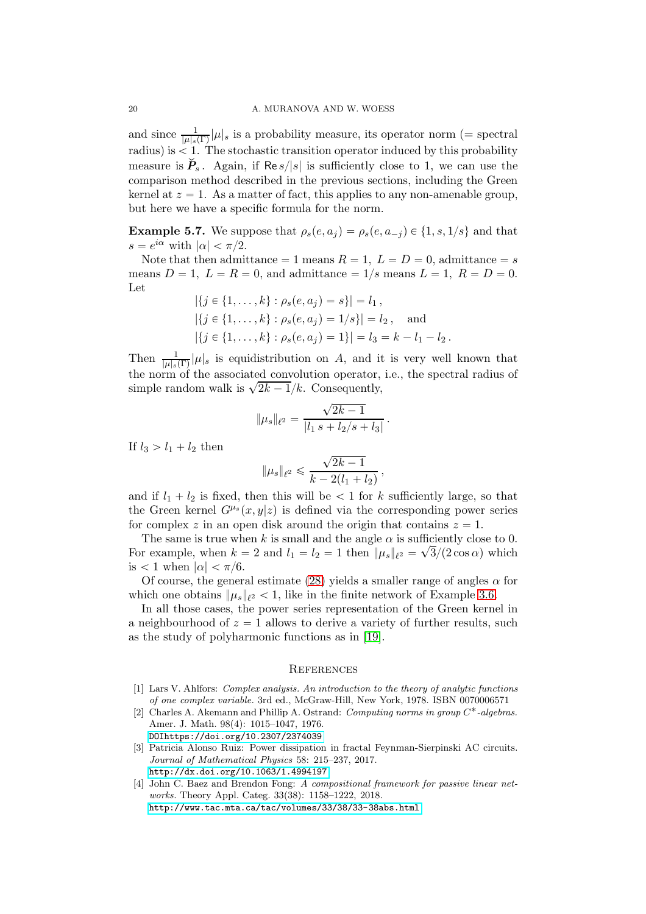and since $\frac{1}{|\mu|_s(\Gamma)}|\mu|_s$ is a probability measure, its operator norm (= spectral radius) is $< 1$. The stochastic transition operator induced by this probability measure is $\check{\boldsymbol{P}}_s$. Again, if $\mathsf{Re}\, s/|s|$ is sufficiently close to 1, we can use the comparison method described in the previous sections, including the Green kernel at $z = 1$. As a matter of fact, this applies to any non-amenable group, but here we have a specific formula for the norm.

**Example 5.7.** We suppose that $\rho_s(e, a_j) = \rho_s(e, a_{-j}) \in \{1, s, 1/s\}$ and that $s = e^{i\alpha}$ with $|\alpha| < \pi/2$.

Note that then admittance = 1 means $R = 1,\ L = D = 0$, admittance = $s$ means $D = 1,\ L = R = 0$, and admittance = $1/s$ means $L = 1,\ R = D = 0$. Let

$$
\begin{aligned}
&|\{j \in \{1,\dots,k\} : \rho_s(e,a_j) = s\}| = l_1\,,\\
&|\{j \in \{1,\dots,k\} : \rho_s(e,a_j) = 1/s\}| = l_2\,, \quad \text{and}\\
&|\{j \in \{1,\dots,k\} : \rho_s(e,a_j) = 1\}| = l_3 = k - l_1 - l_2\,.
\end{aligned}
$$

Then $\frac{1}{|\mu|_s(\Gamma)}|\mu|_s$ is equidistribution on $A$, and it is very well known that the norm of the associated convolution operator, i.e., the spectral radius of simple random walk is $\sqrt{2k-1}/k$. Consequently,

$$
\|\mu_s\|_{\ell^2} = \frac{\sqrt{2k-1}}{|l_1\, s + l_2/s + l_3|}\,.
$$

If $l_3 > l_1 + l_2$ then

$$
\|\mu_s\|_{\ell^2} \leqslant \frac{\sqrt{2k-1}}{k - 2(l_1 + l_2)}\,,
$$

and if $l_1 + l_2$ is fixed, then this will be $< 1$ for $k$ sufficiently large, so that the Green kernel $G^{\mu_s}(x, y|z)$ is defined via the corresponding power series for complex $z$ in an open disk around the origin that contains $z = 1$.

The same is true when $k$ is small and the angle $\alpha$ is sufficiently close to 0. For example, when $k = 2$ and $l_1 = l_2 = 1$ then $\|\mu_s\|_{\ell^2} = \sqrt{3}/(2\cos\alpha)$ which is $< 1$ when $|\alpha| < \pi/6$.

Of course, the general estimate (28) yields a smaller range of angles $\alpha$ for which one obtains $\|\mu_s\|_{\ell^2} < 1$, like in the finite network of Example 3.6.

In all those cases, the power series representation of the Green kernel in a neighbourhood of $z = 1$ allows to derive a variety of further results, such as the study of polyharmonic functions as in [19].

## References

[1] Lars V. Ahlfors: *Complex analysis. An introduction to the theory of analytic functions of one complex variable.* 3rd ed., McGraw-Hill, New York, 1978. ISBN 0070006571

[2] Charles A. Akemann and Phillip A. Ostrand: *Computing norms in group $C^*$-algebras.* Amer. J. Math. 98(4): 1015–1047, 1976. DOIhttps://doi.org/10.2307/2374039

[3] Patricia Alonso Ruiz: Power dissipation in fractal Feynman-Sierpinski AC circuits. *Journal of Mathematical Physics* 58: 215–237, 2017. http://dx.doi.org/10.1063/1.4994197

[4] John C. Baez and Brendon Fong: *A compositional framework for passive linear networks.* Theory Appl. Categ. 33(38): 1158–1222, 2018. http://www.tac.mta.ca/tac/volumes/33/38/33-38abs.html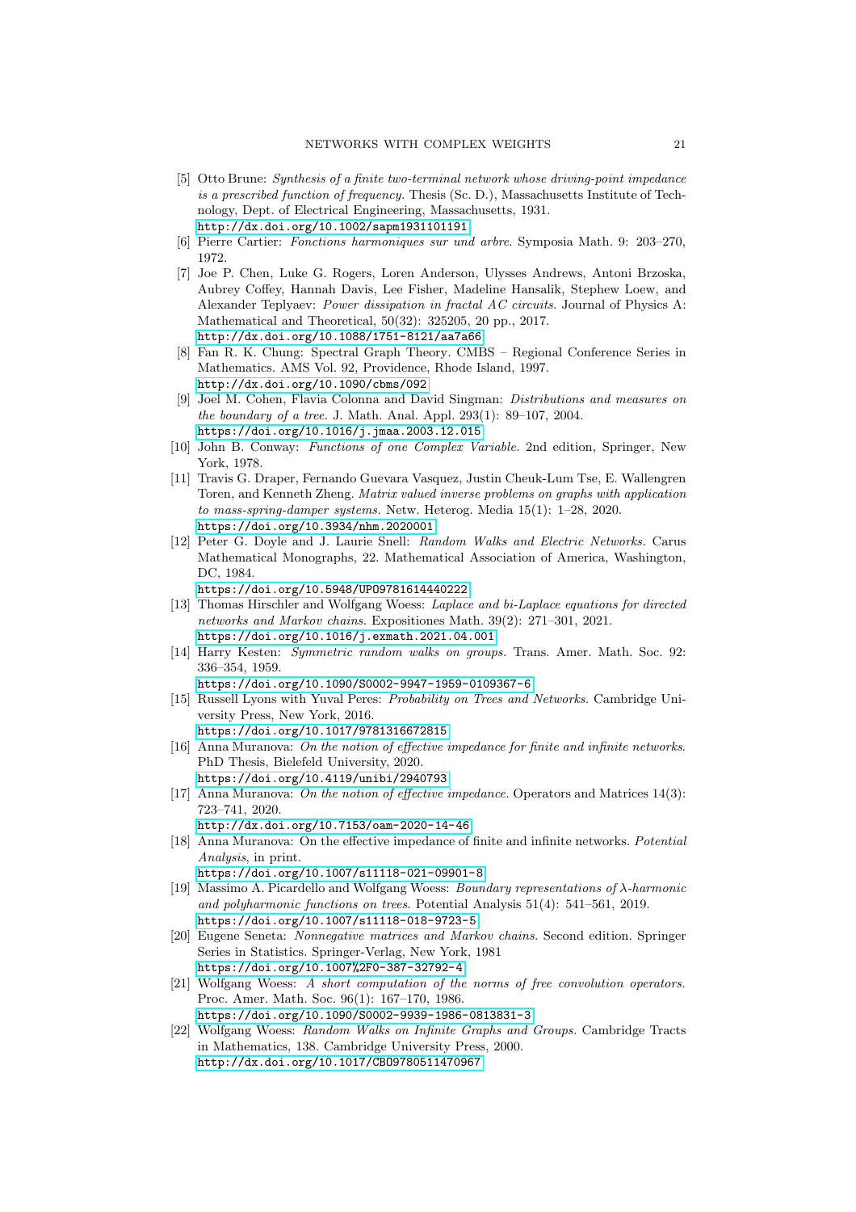[5] Otto Brune: *Synthesis of a finite two-terminal network whose driving-point impedance is a prescribed function of frequency.* Thesis (Sc. D.), Massachusetts Institute of Technology, Dept. of Electrical Engineering, Massachusetts, 1931.
http://dx.doi.org/10.1002/sapm1931101191

[6] Pierre Cartier: *Fonctions harmoniques sur und arbre.* Symposia Math. 9: 203–270, 1972.

[7] Joe P. Chen, Luke G. Rogers, Loren Anderson, Ulysses Andrews, Antoni Brzoska, Aubrey Coffey, Hannah Davis, Lee Fisher, Madeline Hansalik, Stephew Loew, and Alexander Teplyaev: *Power dissipation in fractal AC circuits.* Journal of Physics A: Mathematical and Theoretical, 50(32): 325205, 20 pp., 2017.
http://dx.doi.org/10.1088/1751-8121/aa7a66

[8] Fan R. K. Chung: Spectral Graph Theory. CMBS – Regional Conference Series in Mathematics. AMS Vol. 92, Providence, Rhode Island, 1997.
http://dx.doi.org/10.1090/cbms/092

[9] Joel M. Cohen, Flavia Colonna and David Singman: *Distributions and measures on the boundary of a tree.* J. Math. Anal. Appl. 293(1): 89–107, 2004.
https://doi.org/10.1016/j.jmaa.2003.12.015

[10] John B. Conway: *Functions of one Complex Variable.* 2nd edition, Springer, New York, 1978.

[11] Travis G. Draper, Fernando Guevara Vasquez, Justin Cheuk-Lum Tse, E. Wallengren Toren, and Kenneth Zheng. *Matrix valued inverse problems on graphs with application to mass-spring-damper systems.* Netw. Heterog. Media 15(1): 1–28, 2020.
https://doi.org/10.3934/nhm.2020001

[12] Peter G. Doyle and J. Laurie Snell: *Random Walks and Electric Networks.* Carus Mathematical Monographs, 22. Mathematical Association of America, Washington, DC, 1984.
https://doi.org/10.5948/UPO9781614440222

[13] Thomas Hirschler and Wolfgang Woess: *Laplace and bi-Laplace equations for directed networks and Markov chains.* Expositiones Math. 39(2): 271–301, 2021.
https://doi.org/10.1016/j.exmath.2021.04.001

[14] Harry Kesten: *Symmetric random walks on groups.* Trans. Amer. Math. Soc. 92: 336–354, 1959.
https://doi.org/10.1090/S0002-9947-1959-0109367-6

[15] Russell Lyons with Yuval Peres: *Probability on Trees and Networks.* Cambridge University Press, New York, 2016.
https://doi.org/10.1017/9781316672815

[16] Anna Muranova: *On the notion of effective impedance for finite and infinite networks.* PhD Thesis, Bielefeld University, 2020.
https://doi.org/10.4119/unibi/2940793

[17] Anna Muranova: *On the notion of effective impedance.* Operators and Matrices 14(3): 723–741, 2020.
http://dx.doi.org/10.7153/oam-2020-14-46

[18] Anna Muranova: On the effective impedance of finite and infinite networks. *Potential Analysis*, in print.
https://doi.org/10.1007/s11118-021-09901-8

[19] Massimo A. Picardello and Wolfgang Woess: *Boundary representations of λ-harmonic and polyharmonic functions on trees.* Potential Analysis 51(4): 541–561, 2019.
https://doi.org/10.1007/s11118-018-9723-5

[20] Eugene Seneta: *Nonnegative matrices and Markov chains.* Second edition. Springer Series in Statistics. Springer-Verlag, New York, 1981
https://doi.org/10.1007%2F0-387-32792-4

[21] Wolfgang Woess: *A short computation of the norms of free convolution operators.* Proc. Amer. Math. Soc. 96(1): 167–170, 1986.
https://doi.org/10.1090/S0002-9939-1986-0813831-3

[22] Wolfgang Woess: *Random Walks on Infinite Graphs and Groups.* Cambridge Tracts in Mathematics, 138. Cambridge University Press, 2000.
http://dx.doi.org/10.1017/CBO9780511470967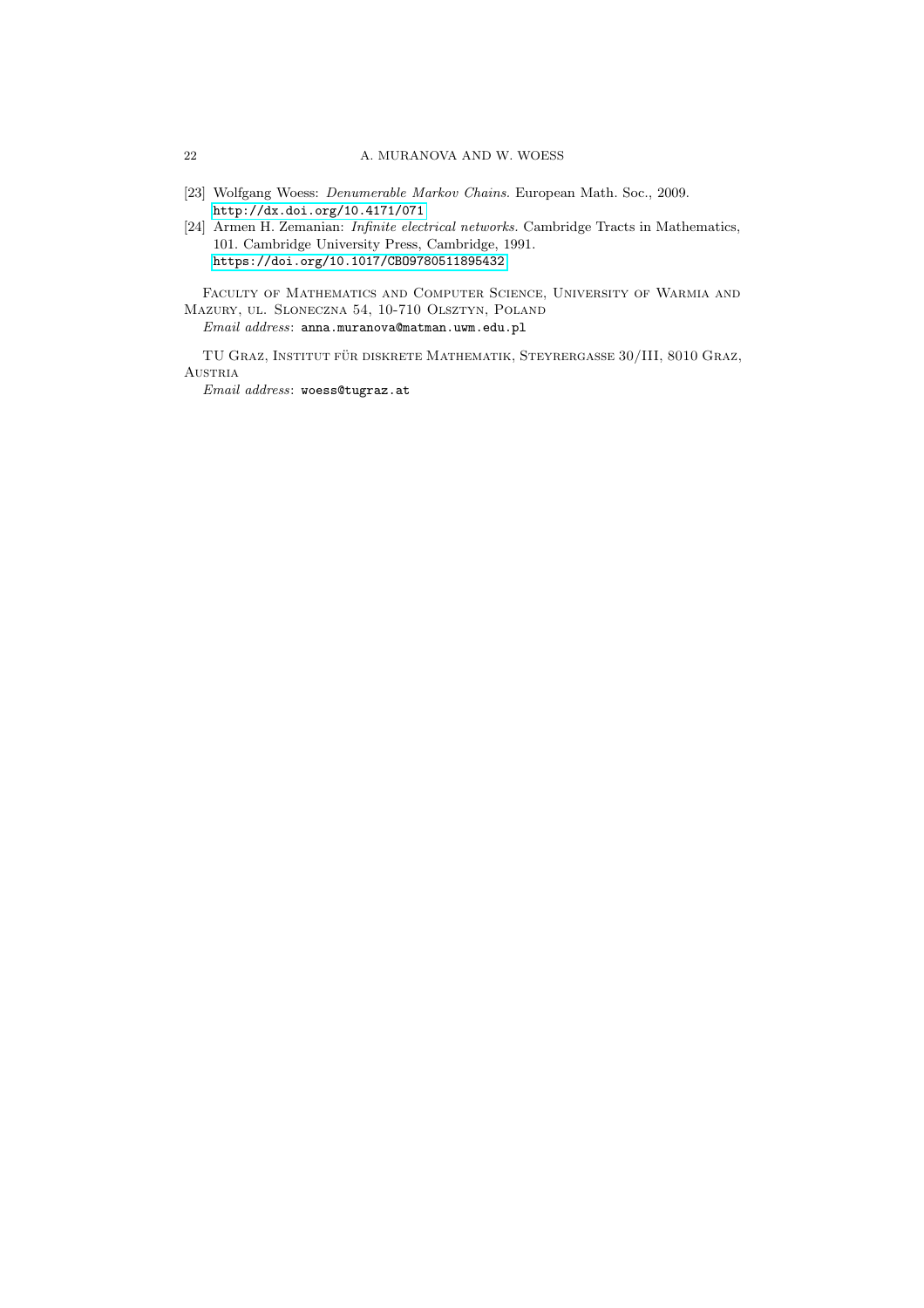[23] Wolfgang Woess: *Denumerable Markov Chains.* European Math. Soc., 2009. http://dx.doi.org/10.4171/071

[24] Armen H. Zemanian: *Infinite electrical networks.* Cambridge Tracts in Mathematics, 101. Cambridge University Press, Cambridge, 1991. https://doi.org/10.1017/CBO9780511895432

Faculty of Mathematics and Computer Science, University of Warmia and Mazury, ul. Sloneczna 54, 10-710 Olsztyn, Poland
*Email address*: anna.muranova@matman.uwm.edu.pl

TU Graz, Institut für diskrete Mathematik, Steyrergasse 30/III, 8010 Graz, Austria
*Email address*: woess@tugraz.at